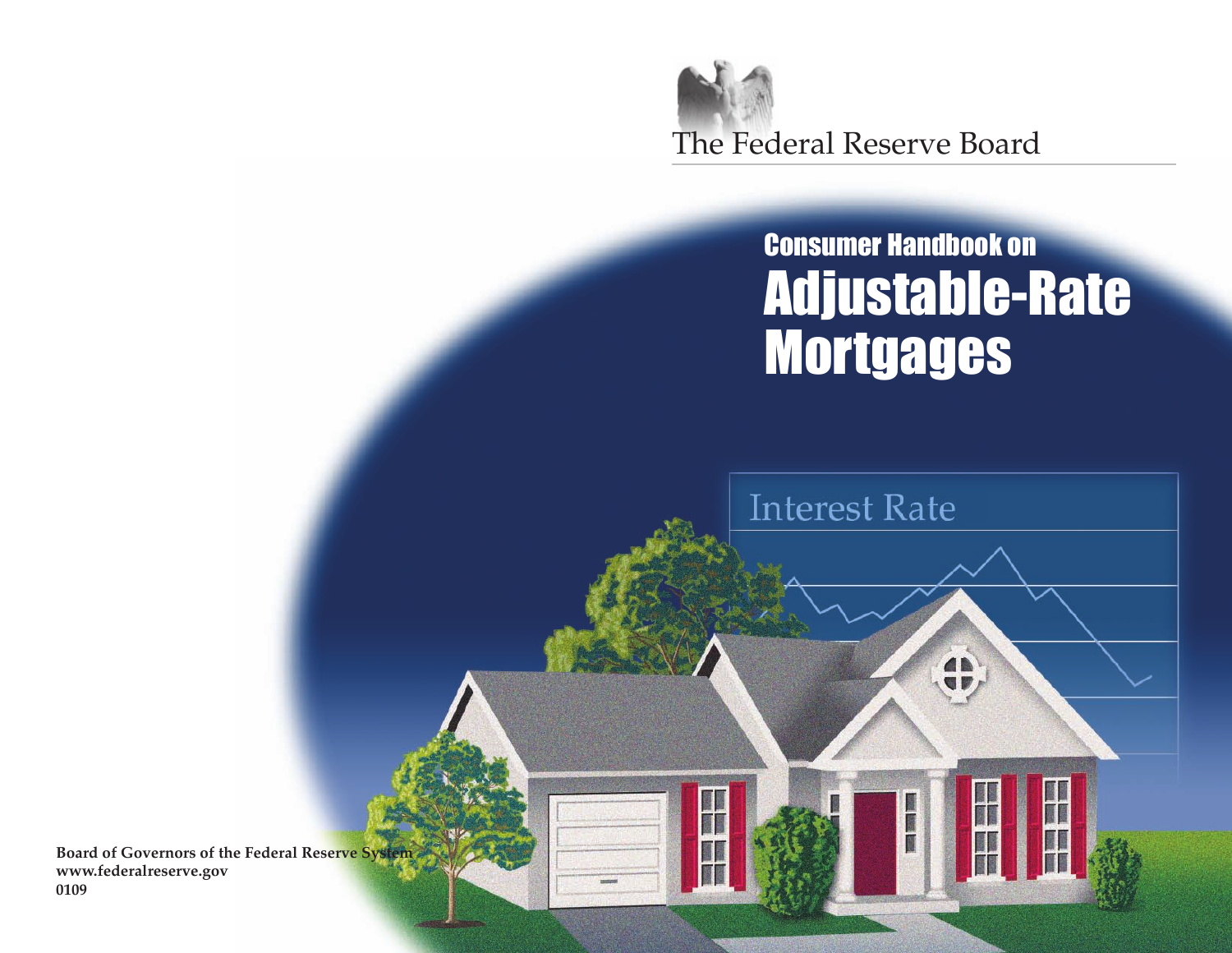The Federal Reserve Board

# Consumer Handbook on Adjustable-Rate Mortgages

Interest Rate

**Board of Governors of the Federal Reserve System**
**www.federalreserve.gov**
**0109**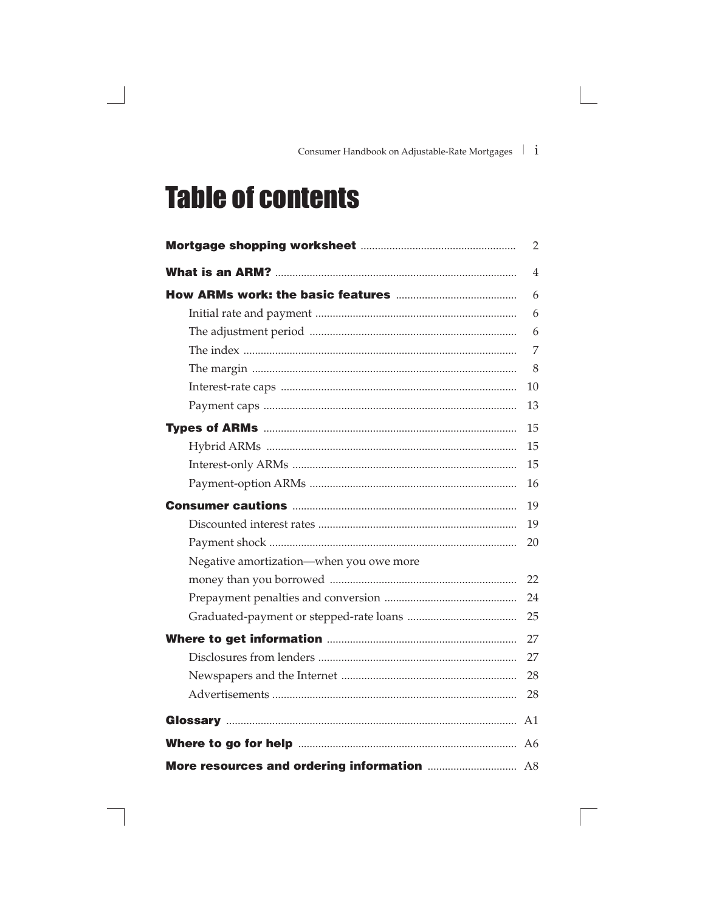# Table of contents

**Mortgage shopping worksheet** ..................................................... 2

**What is an ARM?** ................................................................................. 4

**How ARMs work: the basic features** .......................................... 6

- Initial rate and payment ...................................................................... 6
- The adjustment period ........................................................................ 6
- The index ............................................................................................... 7
- The margin ............................................................................................ 8
- Interest-rate caps .................................................................................. 10
- Payment caps ........................................................................................ 13

**Types of ARMs** ..................................................................................... 15

- Hybrid ARMs ........................................................................................ 15
- Interest-only ARMs .............................................................................. 15
- Payment-option ARMs ........................................................................ 16

**Consumer cautions** .............................................................................. 19

- Discounted interest rates ..................................................................... 19
- Payment shock ...................................................................................... 20
- Negative amortization—when you owe more money than you borrowed ................................................................. 22
- Prepayment penalties and conversion .............................................. 24
- Graduated-payment or stepped-rate loans ...................................... 25

**Where to get information** .................................................................. 27

- Disclosures from lenders ..................................................................... 27
- Newspapers and the Internet ............................................................. 28
- Advertisements ..................................................................................... 28

**Glossary** .................................................................................................. A1

**Where to go for help** ........................................................................... A6

**More resources and ordering information** .................................. A8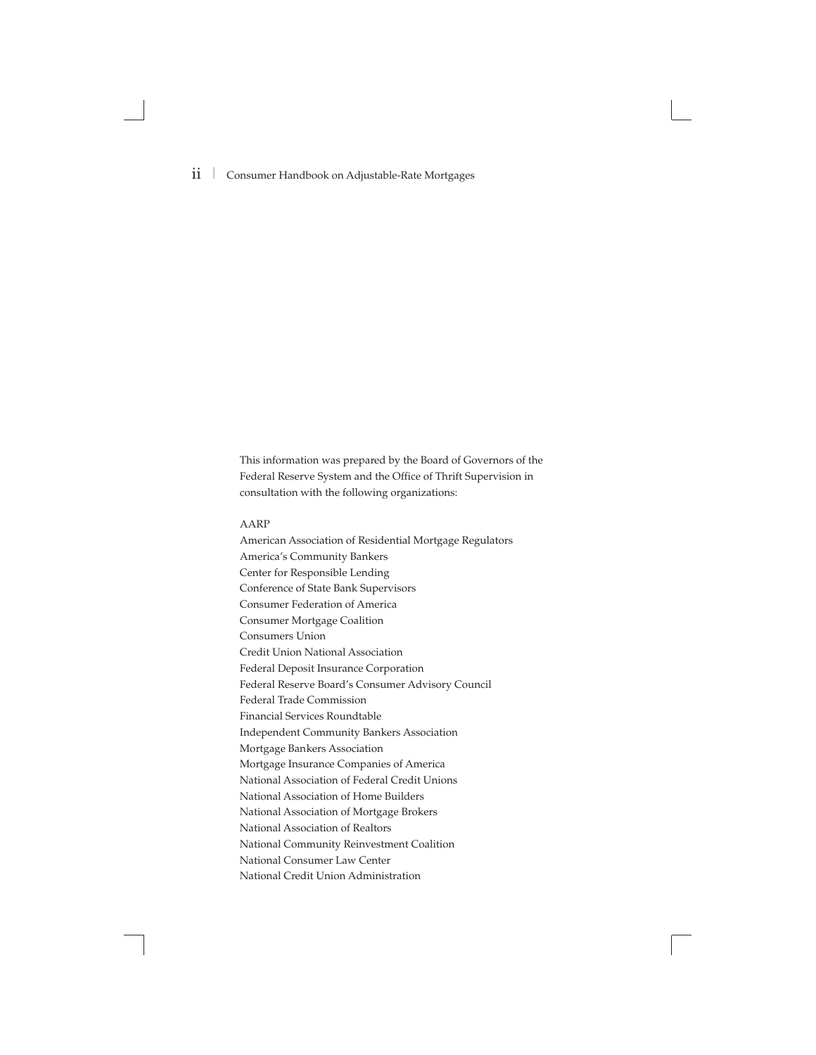This information was prepared by the Board of Governors of the Federal Reserve System and the Office of Thrift Supervision in consultation with the following organizations:

AARP
American Association of Residential Mortgage Regulators
America's Community Bankers
Center for Responsible Lending
Conference of State Bank Supervisors
Consumer Federation of America
Consumer Mortgage Coalition
Consumers Union
Credit Union National Association
Federal Deposit Insurance Corporation
Federal Reserve Board's Consumer Advisory Council
Federal Trade Commission
Financial Services Roundtable
Independent Community Bankers Association
Mortgage Bankers Association
Mortgage Insurance Companies of America
National Association of Federal Credit Unions
National Association of Home Builders
National Association of Mortgage Brokers
National Association of Realtors
National Community Reinvestment Coalition
National Consumer Law Center
National Credit Union Administration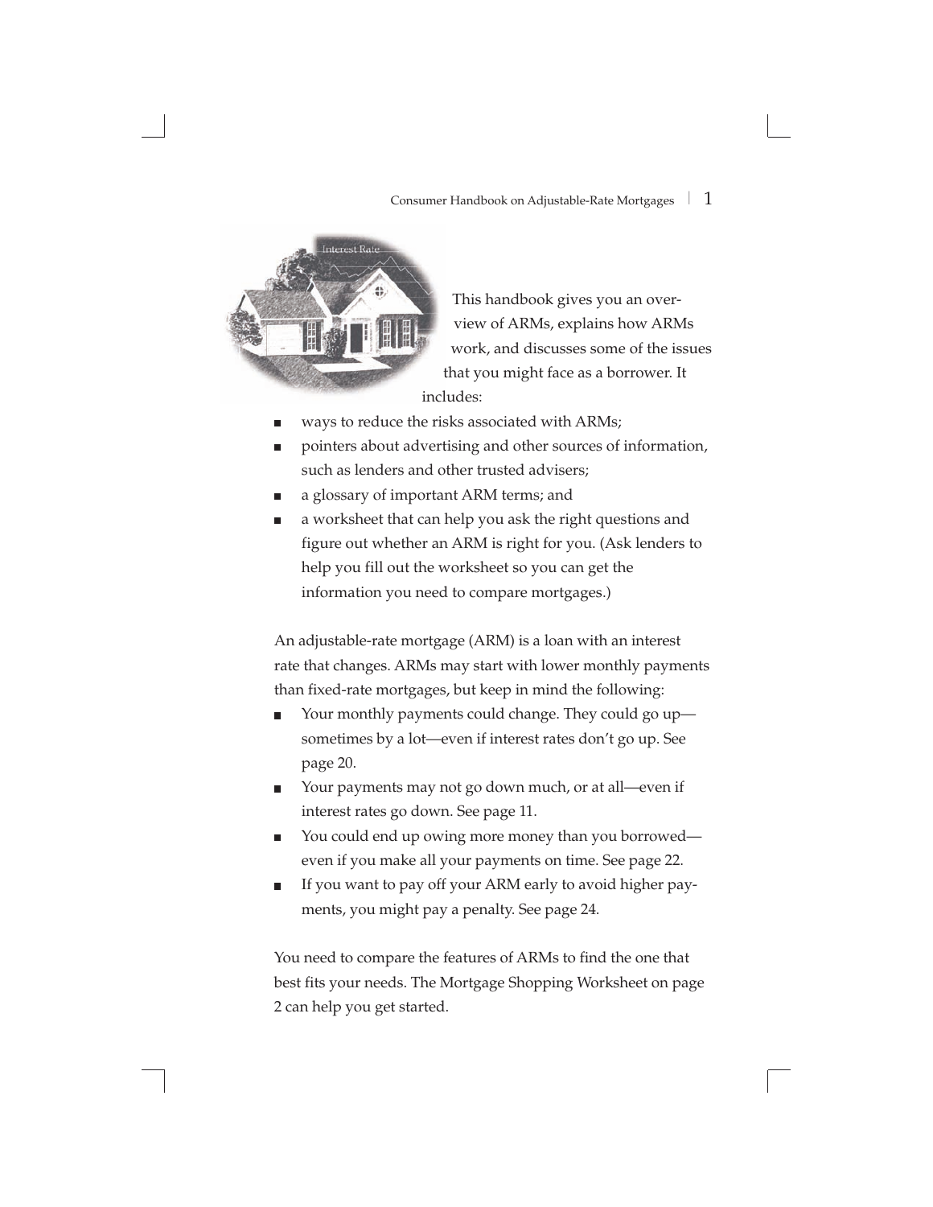This handbook gives you an overview of ARMs, explains how ARMs work, and discusses some of the issues that you might face as a borrower. It includes:

- ways to reduce the risks associated with ARMs;
- pointers about advertising and other sources of information, such as lenders and other trusted advisers;
- a glossary of important ARM terms; and
- a worksheet that can help you ask the right questions and figure out whether an ARM is right for you. (Ask lenders to help you fill out the worksheet so you can get the information you need to compare mortgages.)

An adjustable-rate mortgage (ARM) is a loan with an interest rate that changes. ARMs may start with lower monthly payments than fixed-rate mortgages, but keep in mind the following:

- Your monthly payments could change. They could go up—sometimes by a lot—even if interest rates don't go up. See page 20.
- Your payments may not go down much, or at all—even if interest rates go down. See page 11.
- You could end up owing more money than you borrowed—even if you make all your payments on time. See page 22.
- If you want to pay off your ARM early to avoid higher payments, you might pay a penalty. See page 24.

You need to compare the features of ARMs to find the one that best fits your needs. The Mortgage Shopping Worksheet on page 2 can help you get started.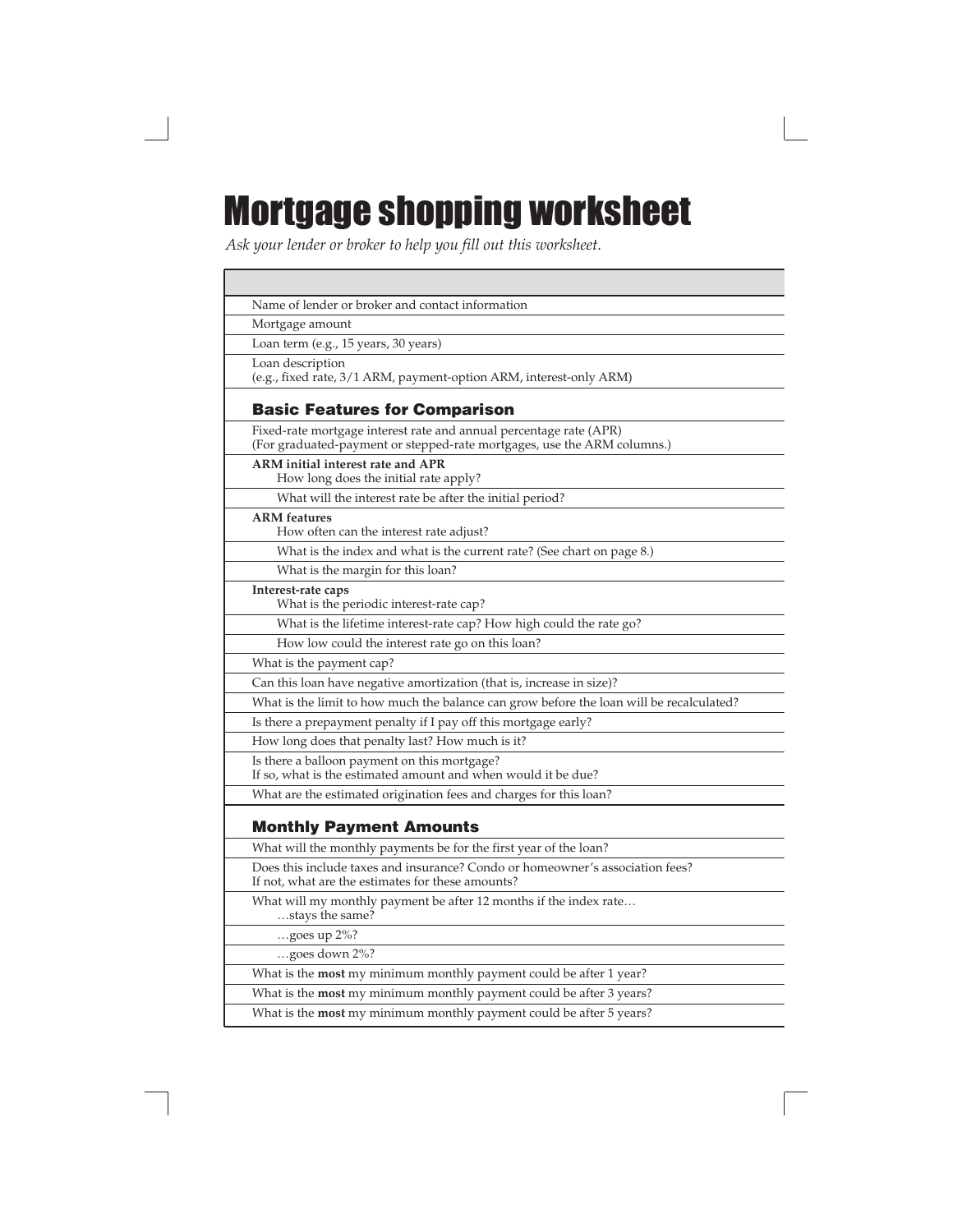# Mortgage shopping worksheet

*Ask your lender or broker to help you fill out this worksheet.*

| |
|---|
| Name of lender or broker and contact information |
| Mortgage amount |
| Loan term (e.g., 15 years, 30 years) |
| Loan description<br>(e.g., fixed rate, 3/1 ARM, payment-option ARM, interest-only ARM) |

### Basic Features for Comparison

| |
|---|
| Fixed-rate mortgage interest rate and annual percentage rate (APR)<br>(For graduated-payment or stepped-rate mortgages, use the ARM columns.) |
| **ARM initial interest rate and APR**<br>How long does the initial rate apply? |
| What will the interest rate be after the initial period? |
| **ARM features**<br>How often can the interest rate adjust? |
| What is the index and what is the current rate? (See chart on page 8.) |
| What is the margin for this loan? |
| **Interest-rate caps**<br>What is the periodic interest-rate cap? |
| What is the lifetime interest-rate cap? How high could the rate go? |
| How low could the interest rate go on this loan? |
| What is the payment cap? |
| Can this loan have negative amortization (that is, increase in size)? |
| What is the limit to how much the balance can grow before the loan will be recalculated? |
| Is there a prepayment penalty if I pay off this mortgage early? |
| How long does that penalty last? How much is it? |
| Is there a balloon payment on this mortgage?<br>If so, what is the estimated amount and when would it be due? |
| What are the estimated origination fees and charges for this loan? |

### Monthly Payment Amounts

| |
|---|
| What will the monthly payments be for the first year of the loan? |
| Does this include taxes and insurance? Condo or homeowner's association fees?<br>If not, what are the estimates for these amounts? |
| What will my monthly payment be after 12 months if the index rate…<br>…stays the same? |
| …goes up 2%? |
| …goes down 2%? |
| What is the **most** my minimum monthly payment could be after 1 year? |
| What is the **most** my minimum monthly payment could be after 3 years? |
| What is the **most** my minimum monthly payment could be after 5 years? |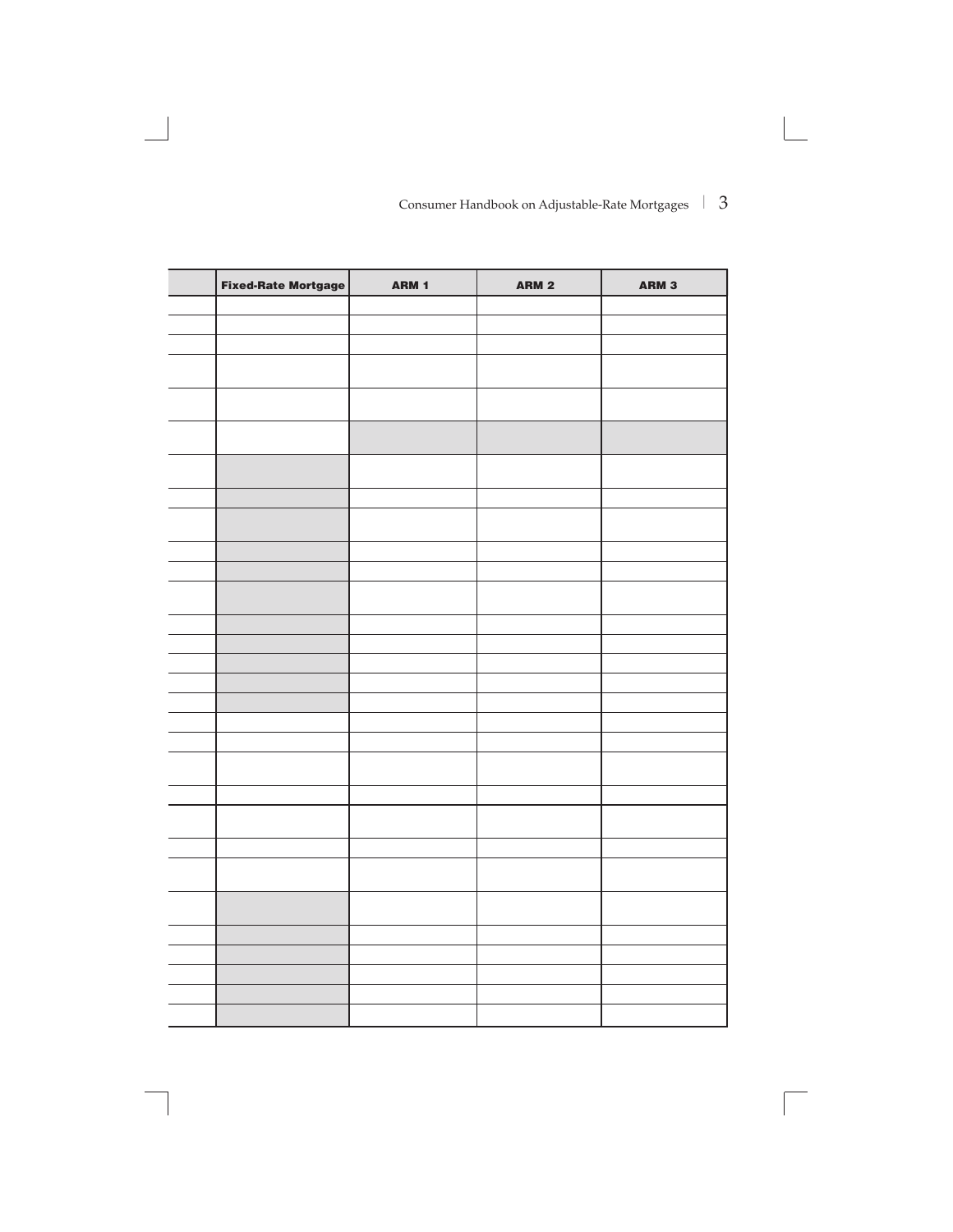| | Fixed-Rate Mortgage | ARM 1 | ARM 2 | ARM 3 |
|---|---|---|---|---|
| | | | | |
| | | | | |
| | | | | |
| | | | | |
| | | | | |
| | | | | |
| | | | | |
| | | | | |
| | | | | |
| | | | | |
| | | | | |
| | | | | |
| | | | | |
| | | | | |
| | | | | |
| | | | | |
| | | | | |
| | | | | |
| | | | | |
| | | | | |
| | | | | |
| | | | | |
| | | | | |
| | | | | |
| | | | | |
| | | | | |
| | | | | |
| | | | | |
| | | | | |
| | | | | |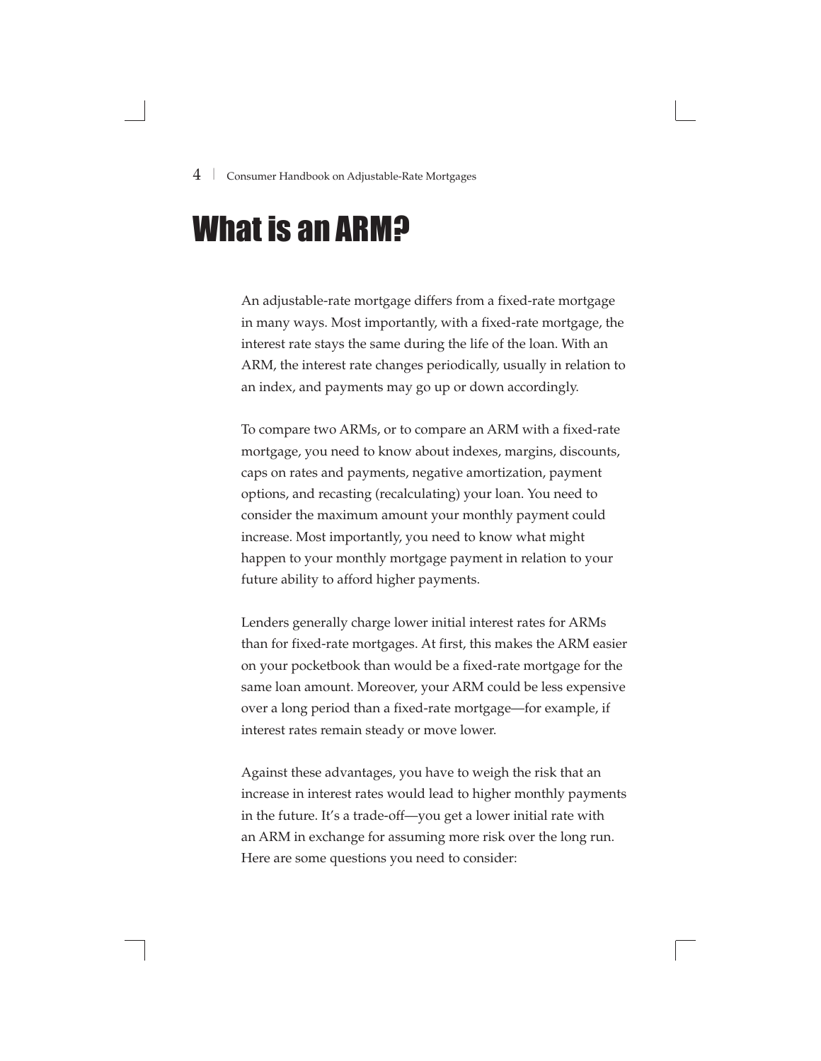# What is an ARM?

An adjustable-rate mortgage differs from a fixed-rate mortgage in many ways. Most importantly, with a fixed-rate mortgage, the interest rate stays the same during the life of the loan. With an ARM, the interest rate changes periodically, usually in relation to an index, and payments may go up or down accordingly.

To compare two ARMs, or to compare an ARM with a fixed-rate mortgage, you need to know about indexes, margins, discounts, caps on rates and payments, negative amortization, payment options, and recasting (recalculating) your loan. You need to consider the maximum amount your monthly payment could increase. Most importantly, you need to know what might happen to your monthly mortgage payment in relation to your future ability to afford higher payments.

Lenders generally charge lower initial interest rates for ARMs than for fixed-rate mortgages. At first, this makes the ARM easier on your pocketbook than would be a fixed-rate mortgage for the same loan amount. Moreover, your ARM could be less expensive over a long period than a fixed-rate mortgage—for example, if interest rates remain steady or move lower.

Against these advantages, you have to weigh the risk that an increase in interest rates would lead to higher monthly payments in the future. It's a trade-off—you get a lower initial rate with an ARM in exchange for assuming more risk over the long run. Here are some questions you need to consider: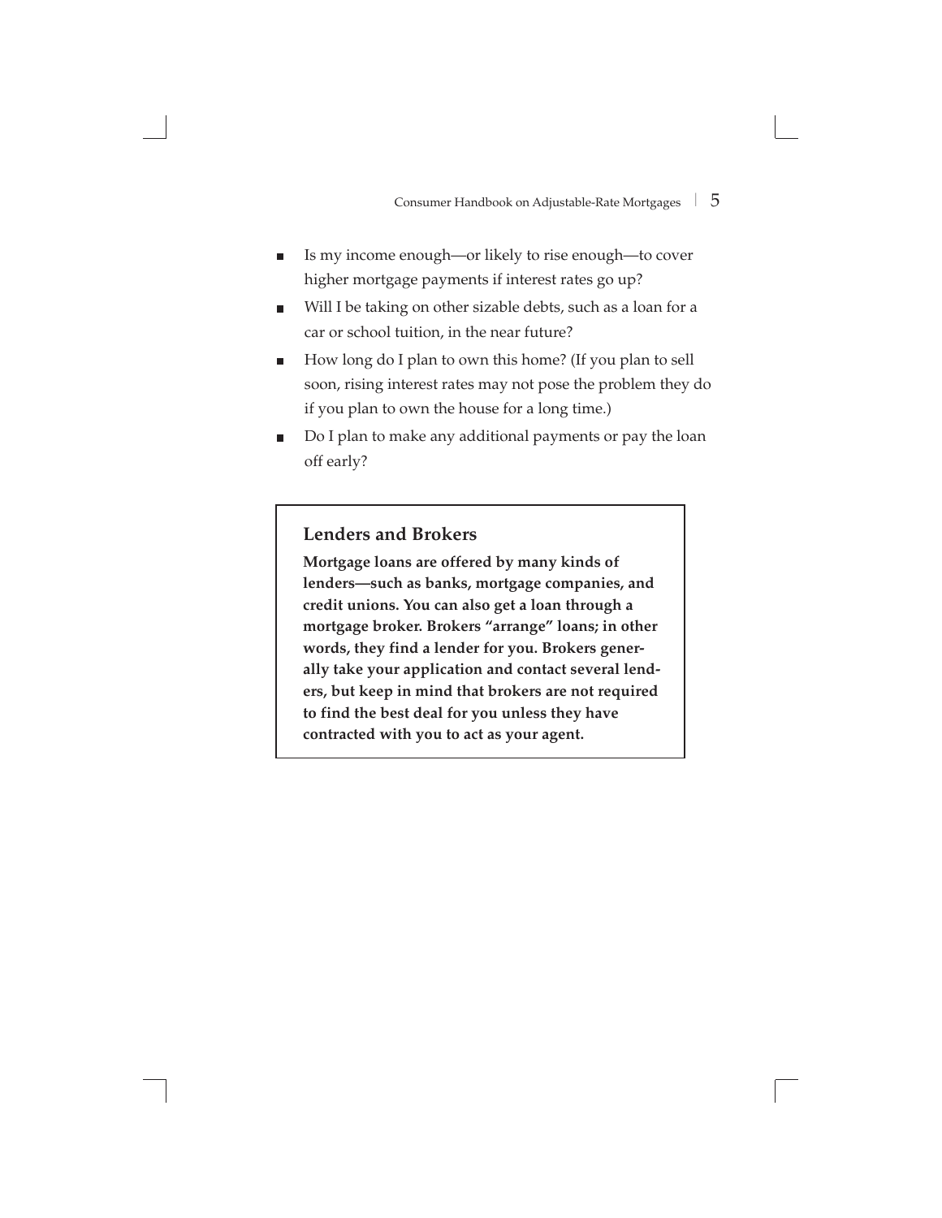- Is my income enough—or likely to rise enough—to cover higher mortgage payments if interest rates go up?
- Will I be taking on other sizable debts, such as a loan for a car or school tuition, in the near future?
- How long do I plan to own this home? (If you plan to sell soon, rising interest rates may not pose the problem they do if you plan to own the house for a long time.)
- Do I plan to make any additional payments or pay the loan off early?

### Lenders and Brokers

**Mortgage loans are offered by many kinds of lenders—such as banks, mortgage companies, and credit unions. You can also get a loan through a mortgage broker. Brokers "arrange" loans; in other words, they find a lender for you. Brokers generally take your application and contact several lenders, but keep in mind that brokers are not required to find the best deal for you unless they have contracted with you to act as your agent.**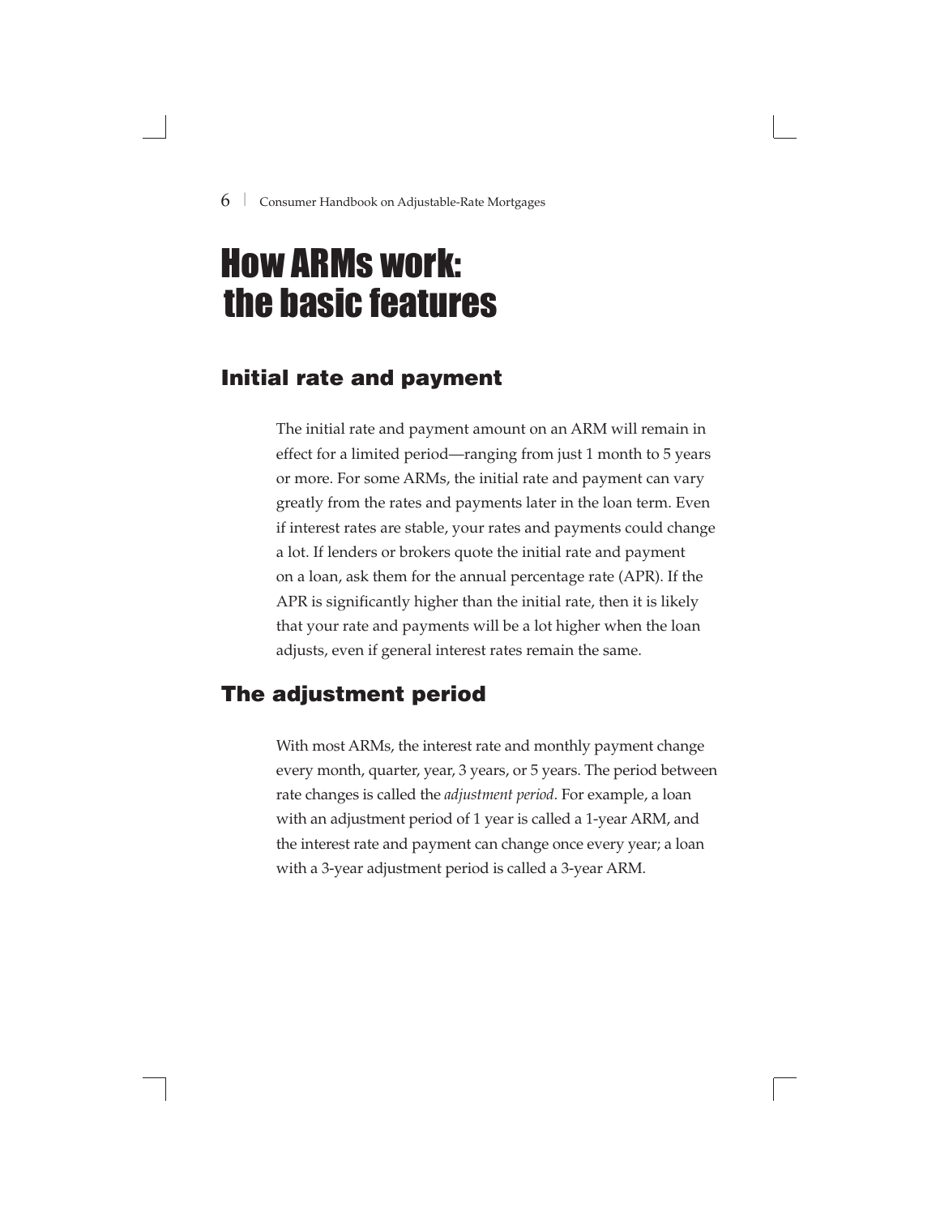# How ARMs work: the basic features

## Initial rate and payment

The initial rate and payment amount on an ARM will remain in effect for a limited period—ranging from just 1 month to 5 years or more. For some ARMs, the initial rate and payment can vary greatly from the rates and payments later in the loan term. Even if interest rates are stable, your rates and payments could change a lot. If lenders or brokers quote the initial rate and payment on a loan, ask them for the annual percentage rate (APR). If the APR is significantly higher than the initial rate, then it is likely that your rate and payments will be a lot higher when the loan adjusts, even if general interest rates remain the same.

## The adjustment period

With most ARMs, the interest rate and monthly payment change every month, quarter, year, 3 years, or 5 years. The period between rate changes is called the *adjustment period*. For example, a loan with an adjustment period of 1 year is called a 1-year ARM, and the interest rate and payment can change once every year; a loan with a 3-year adjustment period is called a 3-year ARM.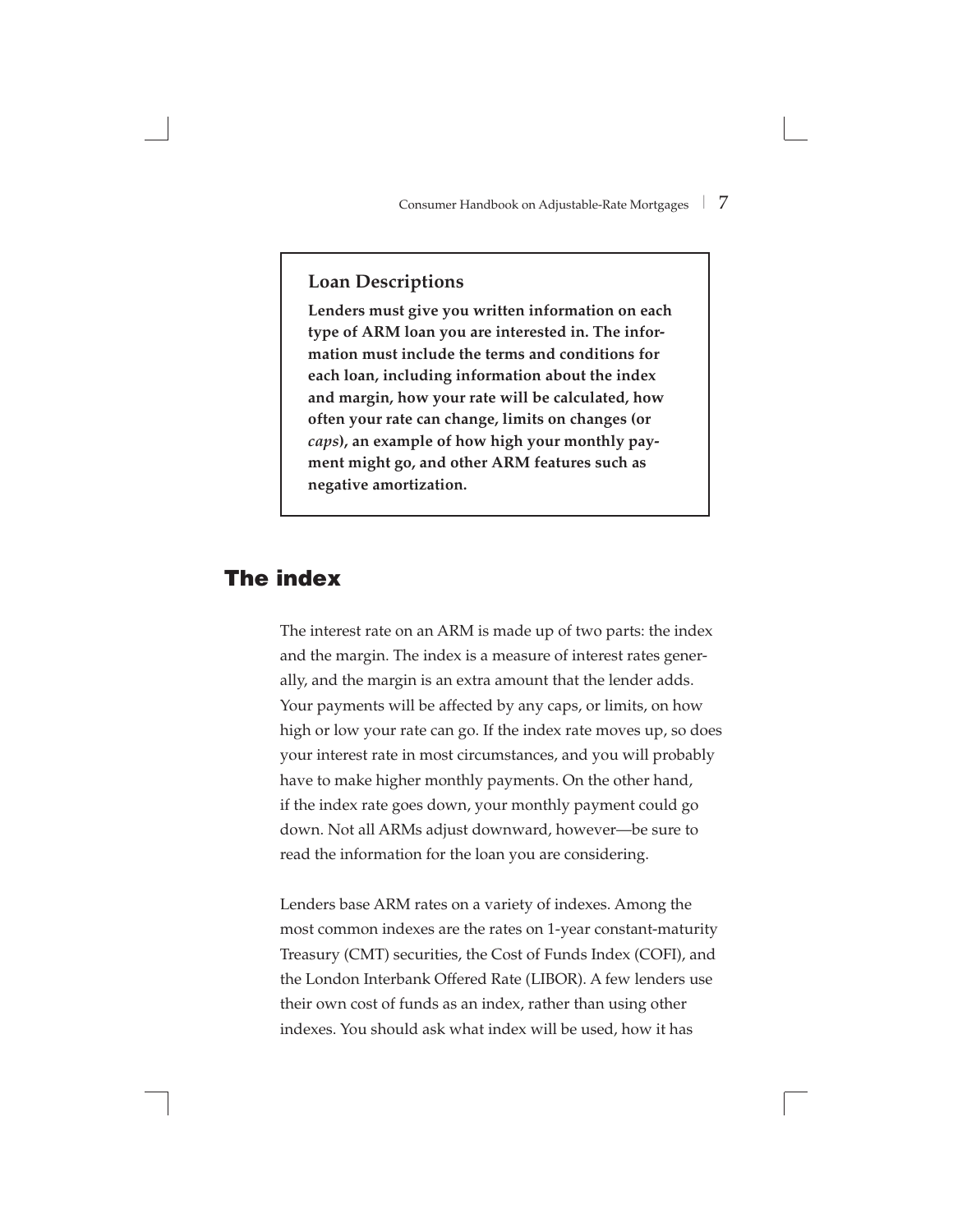> **Loan Descriptions**
>
> **Lenders must give you written information on each type of ARM loan you are interested in. The information must include the terms and conditions for each loan, including information about the index and margin, how your rate will be calculated, how often your rate can change, limits on changes (or *caps*), an example of how high your monthly payment might go, and other ARM features such as negative amortization.**

## The index

The interest rate on an ARM is made up of two parts: the index and the margin. The index is a measure of interest rates generally, and the margin is an extra amount that the lender adds. Your payments will be affected by any caps, or limits, on how high or low your rate can go. If the index rate moves up, so does your interest rate in most circumstances, and you will probably have to make higher monthly payments. On the other hand, if the index rate goes down, your monthly payment could go down. Not all ARMs adjust downward, however—be sure to read the information for the loan you are considering.

Lenders base ARM rates on a variety of indexes. Among the most common indexes are the rates on 1-year constant-maturity Treasury (CMT) securities, the Cost of Funds Index (COFI), and the London Interbank Offered Rate (LIBOR). A few lenders use their own cost of funds as an index, rather than using other indexes. You should ask what index will be used, how it has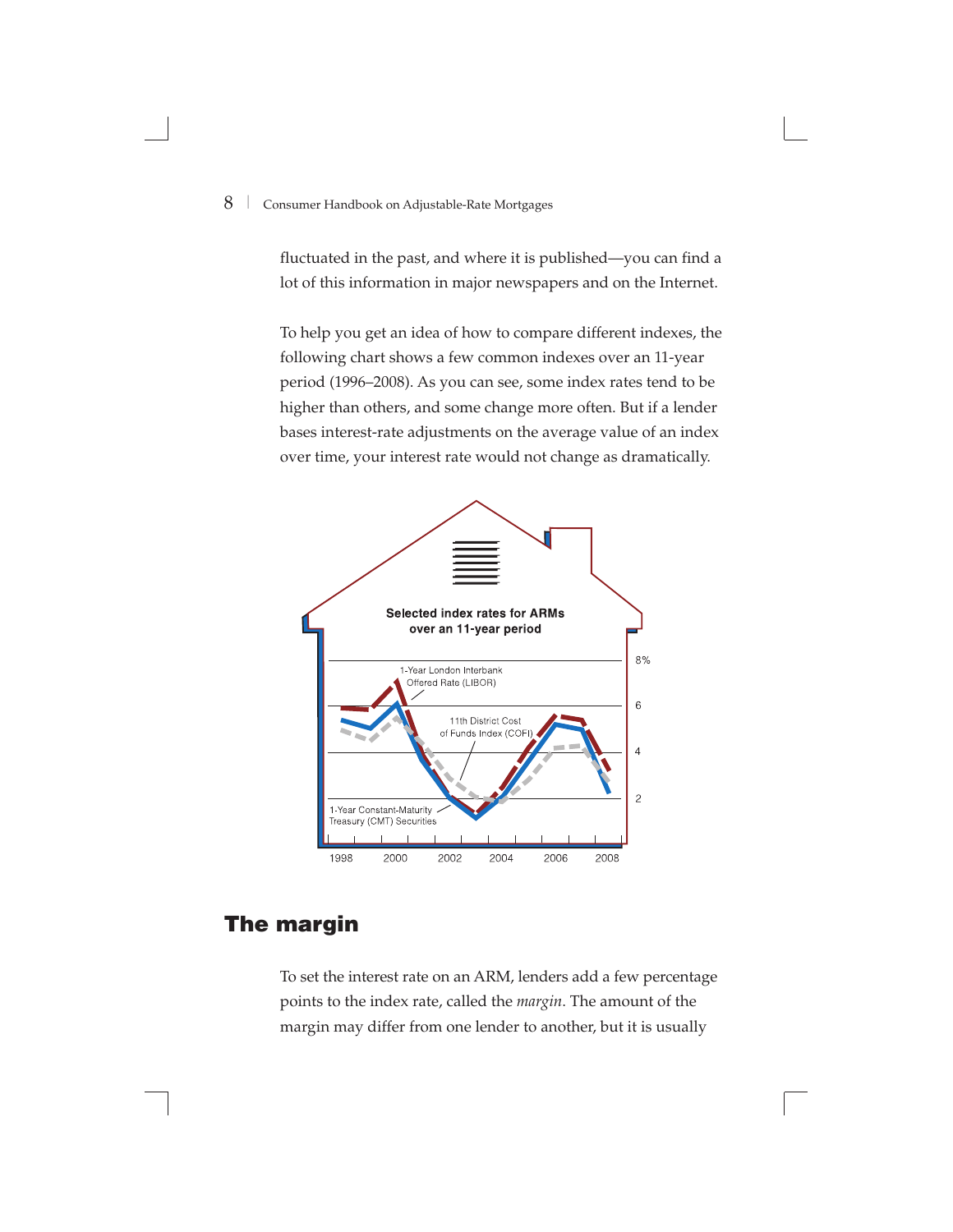fluctuated in the past, and where it is published—you can find a lot of this information in major newspapers and on the Internet.

To help you get an idea of how to compare different indexes, the following chart shows a few common indexes over an 11-year period (1996–2008). As you can see, some index rates tend to be higher than others, and some change more often. But if a lender bases interest-rate adjustments on the average value of an index over time, your interest rate would not change as dramatically.

**Selected index rates for ARMs over an 11-year period**

1-Year London Interbank Offered Rate (LIBOR)

11th District Cost of Funds Index (COFI)

1-Year Constant-Maturity Treasury (CMT) Securities

8%, 6, 4, 2

1998, 2000, 2002, 2004, 2006, 2008

## The margin

To set the interest rate on an ARM, lenders add a few percentage points to the index rate, called the *margin*. The amount of the margin may differ from one lender to another, but it is usually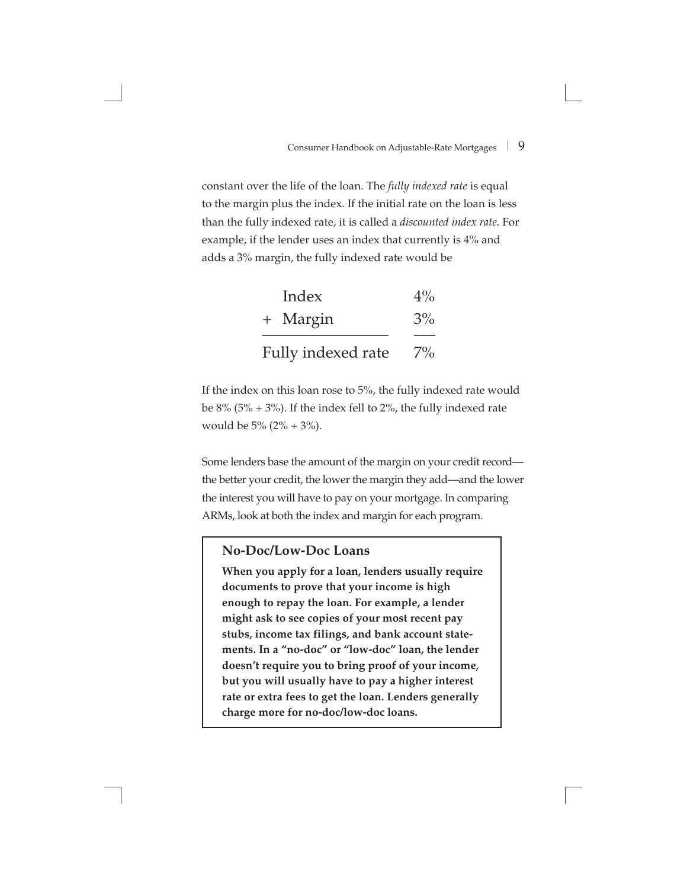constant over the life of the loan. The *fully indexed rate* is equal to the margin plus the index. If the initial rate on the loan is less than the fully indexed rate, it is called a *discounted index rate*. For example, if the lender uses an index that currently is 4% and adds a 3% margin, the fully indexed rate would be

| | |
|---|---|
| Index | 4% |
| + Margin | 3% |
| Fully indexed rate | 7% |

If the index on this loan rose to 5%, the fully indexed rate would be 8% (5% + 3%). If the index fell to 2%, the fully indexed rate would be 5% (2% + 3%).

Some lenders base the amount of the margin on your credit record—the better your credit, the lower the margin they add—and the lower the interest you will have to pay on your mortgage. In comparing ARMs, look at both the index and margin for each program.

### No-Doc/Low-Doc Loans

**When you apply for a loan, lenders usually require documents to prove that your income is high enough to repay the loan. For example, a lender might ask to see copies of your most recent pay stubs, income tax filings, and bank account statements. In a "no-doc" or "low-doc" loan, the lender doesn't require you to bring proof of your income, but you will usually have to pay a higher interest rate or extra fees to get the loan. Lenders generally charge more for no-doc/low-doc loans.**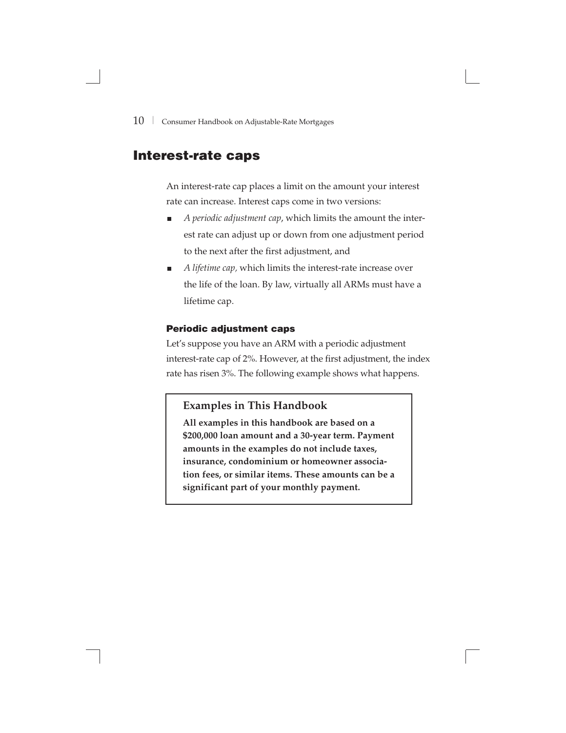## Interest-rate caps

An interest-rate cap places a limit on the amount your interest rate can increase. Interest caps come in two versions:

- *A periodic adjustment cap*, which limits the amount the interest rate can adjust up or down from one adjustment period to the next after the first adjustment, and
- *A lifetime cap,* which limits the interest-rate increase over the life of the loan. By law, virtually all ARMs must have a lifetime cap.

### Periodic adjustment caps

Let's suppose you have an ARM with a periodic adjustment interest-rate cap of 2%. However, at the first adjustment, the index rate has risen 3%. The following example shows what happens.

> **Examples in This Handbook**
>
> **All examples in this handbook are based on a $200,000 loan amount and a 30-year term. Payment amounts in the examples do not include taxes, insurance, condominium or homeowner association fees, or similar items. These amounts can be a significant part of your monthly payment.**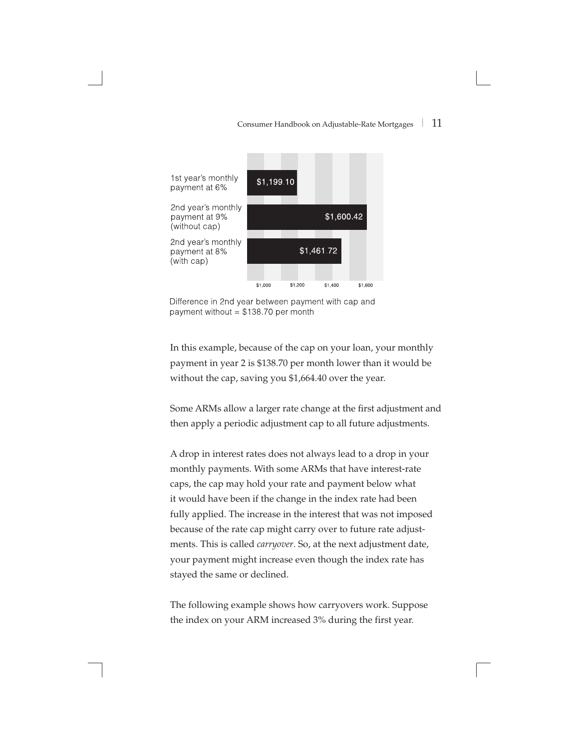| | Monthly payment |
|---|---|
| 1st year's monthly payment at 6% | $1,199.10 |
| 2nd year's monthly payment at 9% (without cap) | $1,600.42 |
| 2nd year's monthly payment at 8% (with cap) | $1,461.72 |

Difference in 2nd year between payment with cap and payment without = $138.70 per month

In this example, because of the cap on your loan, your monthly payment in year 2 is $138.70 per month lower than it would be without the cap, saving you $1,664.40 over the year.

Some ARMs allow a larger rate change at the first adjustment and then apply a periodic adjustment cap to all future adjustments.

A drop in interest rates does not always lead to a drop in your monthly payments. With some ARMs that have interest-rate caps, the cap may hold your rate and payment below what it would have been if the change in the index rate had been fully applied. The increase in the interest that was not imposed because of the rate cap might carry over to future rate adjustments. This is called *carryover*. So, at the next adjustment date, your payment might increase even though the index rate has stayed the same or declined.

The following example shows how carryovers work. Suppose the index on your ARM increased 3% during the first year.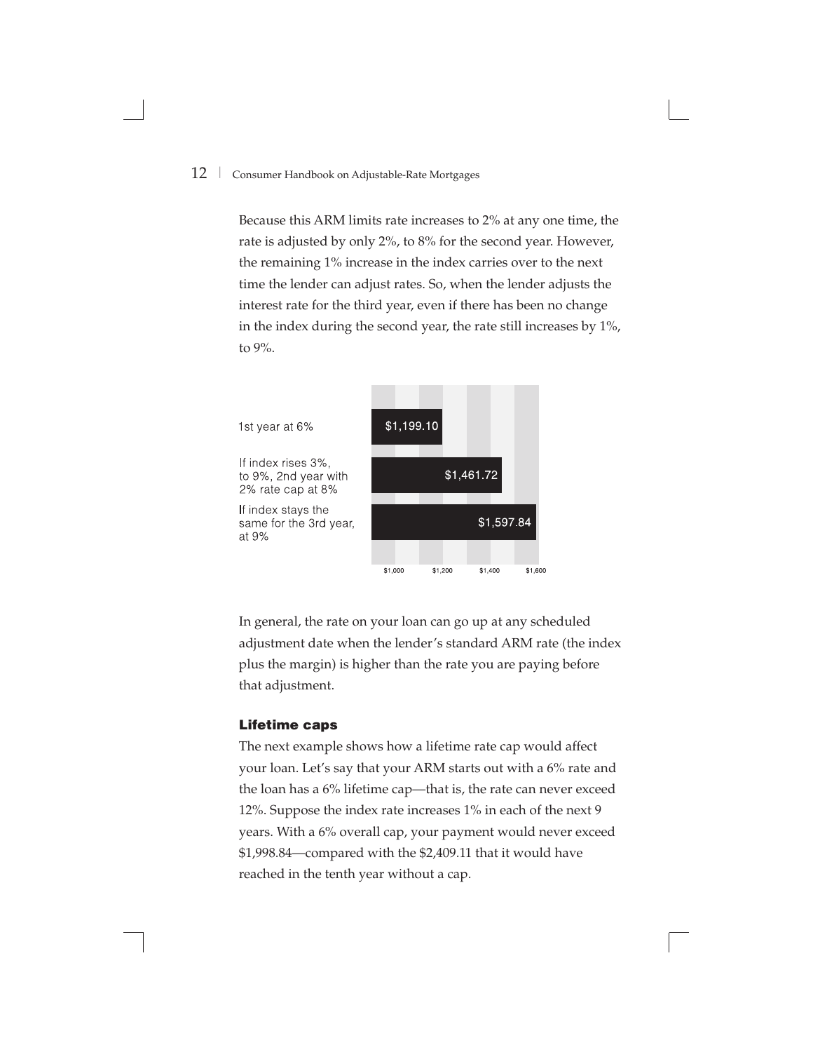Because this ARM limits rate increases to 2% at any one time, the rate is adjusted by only 2%, to 8% for the second year. However, the remaining 1% increase in the index carries over to the next time the lender can adjust rates. So, when the lender adjusts the interest rate for the third year, even if there has been no change in the index during the second year, the rate still increases by 1%, to 9%.

| | Monthly payment |
|---|---|
| 1st year at 6% | $1,199.10 |
| If index rises 3%, to 9%, 2nd year with 2% rate cap at 8% | $1,461.72 |
| If index stays the same for the 3rd year, at 9% | $1,597.84 |

In general, the rate on your loan can go up at any scheduled adjustment date when the lender's standard ARM rate (the index plus the margin) is higher than the rate you are paying before that adjustment.

### Lifetime caps

The next example shows how a lifetime rate cap would affect your loan. Let's say that your ARM starts out with a 6% rate and the loan has a 6% lifetime cap—that is, the rate can never exceed 12%. Suppose the index rate increases 1% in each of the next 9 years. With a 6% overall cap, your payment would never exceed $1,998.84—compared with the $2,409.11 that it would have reached in the tenth year without a cap.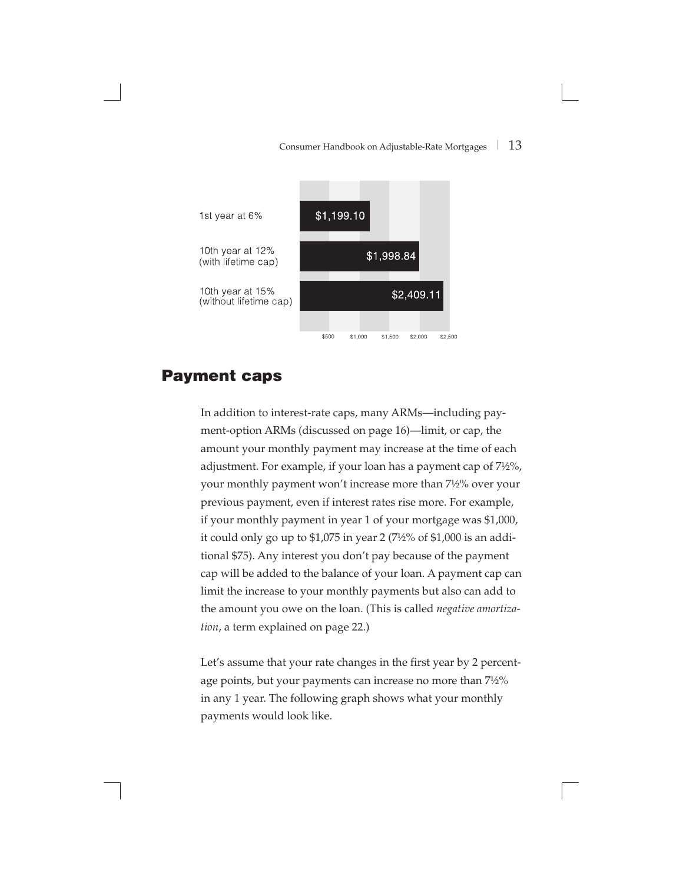| | Monthly payment |
| --- | --- |
| 1st year at 6% | $1,199.10 |
| 10th year at 12% (with lifetime cap) | $1,998.84 |
| 10th year at 15% (without lifetime cap) | $2,409.11 |

## Payment caps

In addition to interest-rate caps, many ARMs—including payment-option ARMs (discussed on page 16)—limit, or cap, the amount your monthly payment may increase at the time of each adjustment. For example, if your loan has a payment cap of 7½%, your monthly payment won't increase more than 7½% over your previous payment, even if interest rates rise more. For example, if your monthly payment in year 1 of your mortgage was $1,000, it could only go up to $1,075 in year 2 (7½% of $1,000 is an additional $75). Any interest you don't pay because of the payment cap will be added to the balance of your loan. A payment cap can limit the increase to your monthly payments but also can add to the amount you owe on the loan. (This is called *negative amortization*, a term explained on page 22.)

Let's assume that your rate changes in the first year by 2 percentage points, but your payments can increase no more than 7½% in any 1 year. The following graph shows what your monthly payments would look like.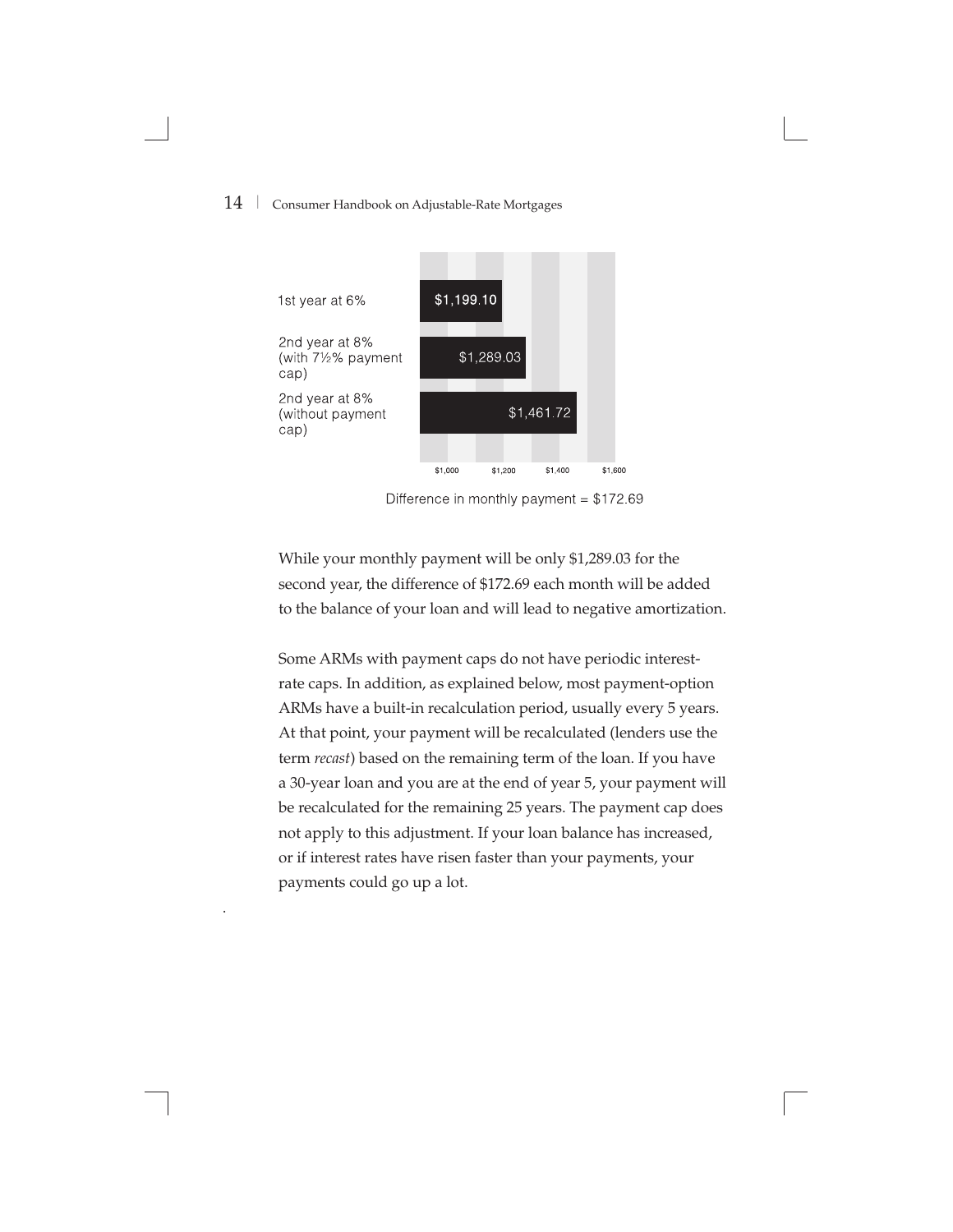| | |
|---|---|
| 1st year at 6% | $1,199.10 |
| 2nd year at 8% (with 7½% payment cap) | $1,289.03 |
| 2nd year at 8% (without payment cap) | $1,461.72 |

Difference in monthly payment = $172.69

While your monthly payment will be only $1,289.03 for the second year, the difference of $172.69 each month will be added to the balance of your loan and will lead to negative amortization.

Some ARMs with payment caps do not have periodic interest-rate caps. In addition, as explained below, most payment-option ARMs have a built-in recalculation period, usually every 5 years. At that point, your payment will be recalculated (lenders use the term *recast*) based on the remaining term of the loan. If you have a 30-year loan and you are at the end of year 5, your payment will be recalculated for the remaining 25 years. The payment cap does not apply to this adjustment. If your loan balance has increased, or if interest rates have risen faster than your payments, your payments could go up a lot.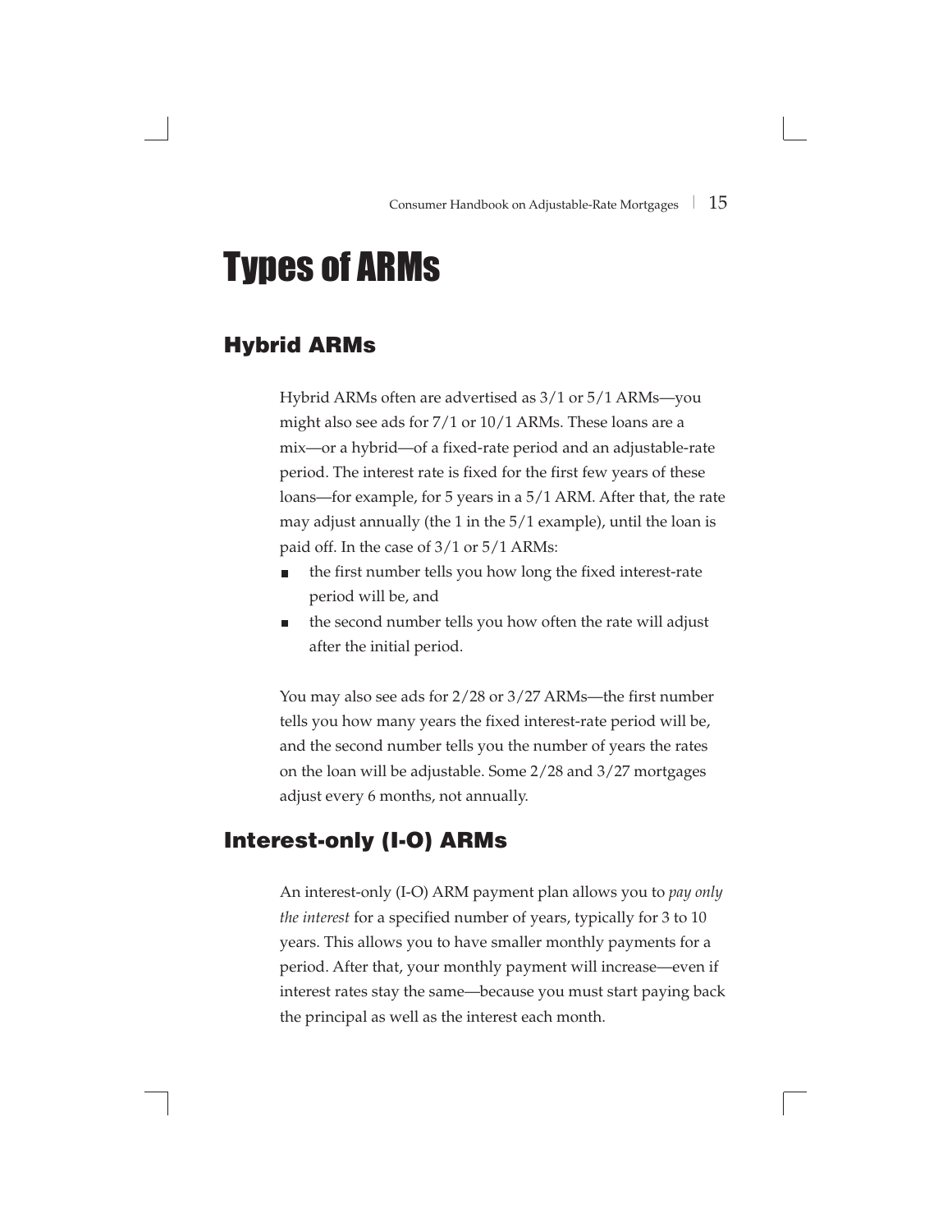# Types of ARMs

## Hybrid ARMs

Hybrid ARMs often are advertised as 3/1 or 5/1 ARMs—you might also see ads for 7/1 or 10/1 ARMs. These loans are a mix—or a hybrid—of a fixed-rate period and an adjustable-rate period. The interest rate is fixed for the first few years of these loans—for example, for 5 years in a 5/1 ARM. After that, the rate may adjust annually (the 1 in the 5/1 example), until the loan is paid off. In the case of 3/1 or 5/1 ARMs:

- the first number tells you how long the fixed interest-rate period will be, and
- the second number tells you how often the rate will adjust after the initial period.

You may also see ads for 2/28 or 3/27 ARMs—the first number tells you how many years the fixed interest-rate period will be, and the second number tells you the number of years the rates on the loan will be adjustable. Some 2/28 and 3/27 mortgages adjust every 6 months, not annually.

## Interest-only (I-O) ARMs

An interest-only (I-O) ARM payment plan allows you to *pay only the interest* for a specified number of years, typically for 3 to 10 years. This allows you to have smaller monthly payments for a period. After that, your monthly payment will increase—even if interest rates stay the same—because you must start paying back the principal as well as the interest each month.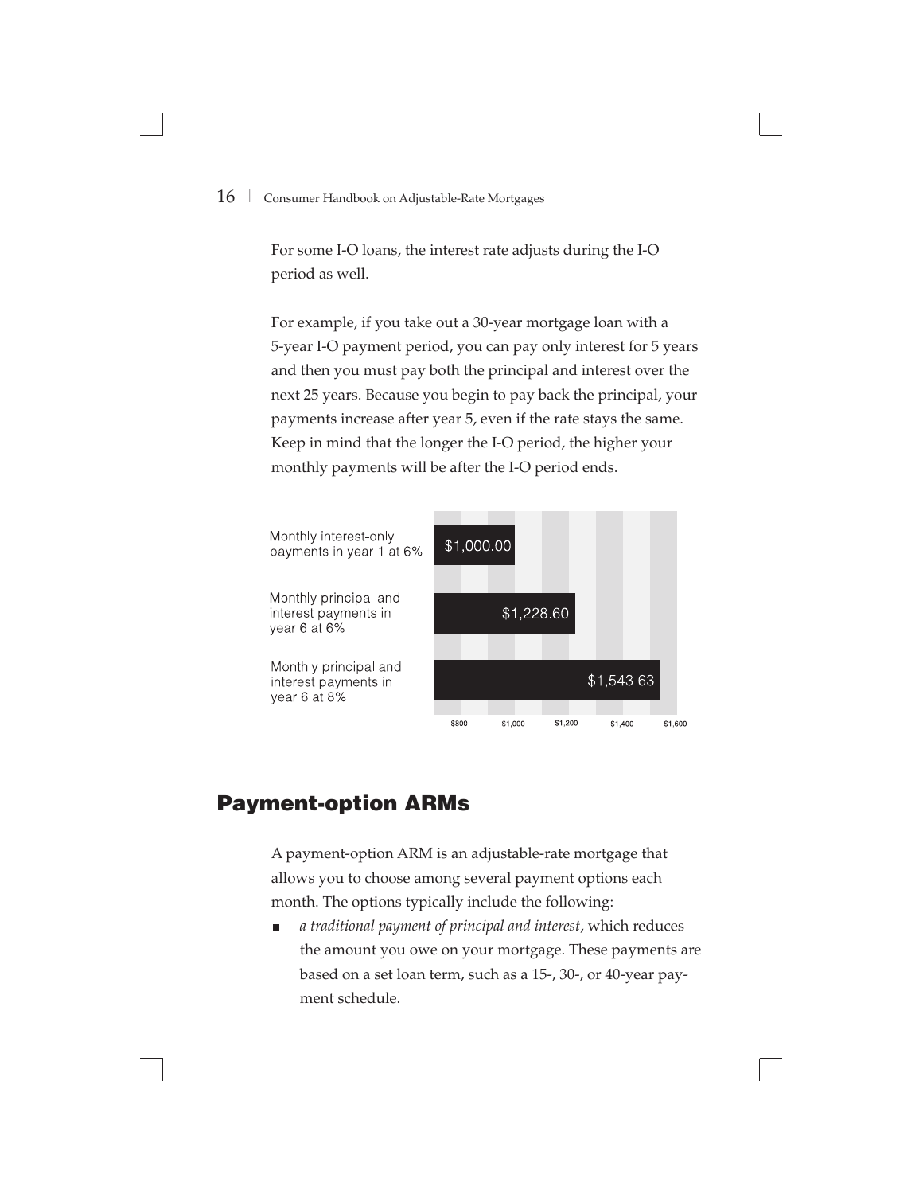For some I-O loans, the interest rate adjusts during the I-O period as well.

For example, if you take out a 30-year mortgage loan with a 5-year I-O payment period, you can pay only interest for 5 years and then you must pay both the principal and interest over the next 25 years. Because you begin to pay back the principal, your payments increase after year 5, even if the rate stays the same. Keep in mind that the longer the I-O period, the higher your monthly payments will be after the I-O period ends.

| | Amount |
|---|---|
| Monthly interest-only payments in year 1 at 6% | $1,000.00 |
| Monthly principal and interest payments in year 6 at 6% | $1,228.60 |
| Monthly principal and interest payments in year 6 at 8% | $1,543.63 |

## Payment-option ARMs

A payment-option ARM is an adjustable-rate mortgage that allows you to choose among several payment options each month. The options typically include the following:

- *a traditional payment of principal and interest*, which reduces the amount you owe on your mortgage. These payments are based on a set loan term, such as a 15-, 30-, or 40-year payment schedule.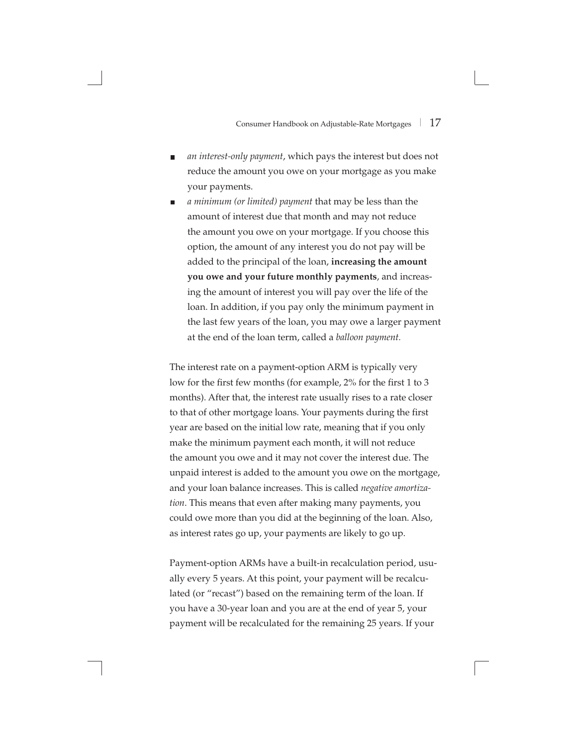- *an interest-only payment*, which pays the interest but does not reduce the amount you owe on your mortgage as you make your payments.
- *a minimum (or limited) payment* that may be less than the amount of interest due that month and may not reduce the amount you owe on your mortgage. If you choose this option, the amount of any interest you do not pay will be added to the principal of the loan, **increasing the amount you owe and your future monthly payments**, and increasing the amount of interest you will pay over the life of the loan. In addition, if you pay only the minimum payment in the last few years of the loan, you may owe a larger payment at the end of the loan term, called a *balloon payment.*

The interest rate on a payment-option ARM is typically very low for the first few months (for example, 2% for the first 1 to 3 months). After that, the interest rate usually rises to a rate closer to that of other mortgage loans. Your payments during the first year are based on the initial low rate, meaning that if you only make the minimum payment each month, it will not reduce the amount you owe and it may not cover the interest due. The unpaid interest is added to the amount you owe on the mortgage, and your loan balance increases. This is called *negative amortization*. This means that even after making many payments, you could owe more than you did at the beginning of the loan. Also, as interest rates go up, your payments are likely to go up.

Payment-option ARMs have a built-in recalculation period, usually every 5 years. At this point, your payment will be recalculated (or "recast") based on the remaining term of the loan. If you have a 30-year loan and you are at the end of year 5, your payment will be recalculated for the remaining 25 years. If your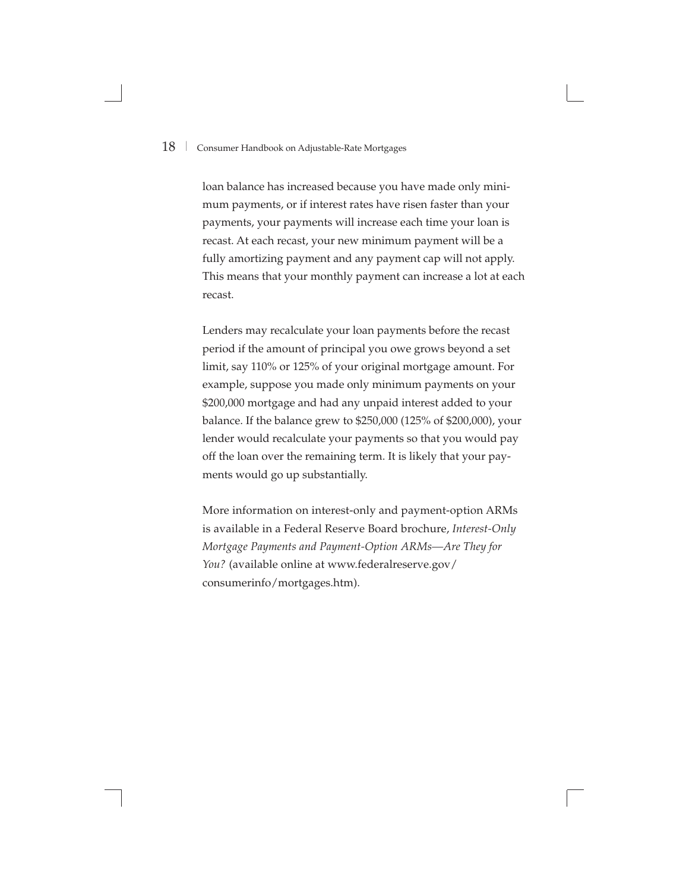loan balance has increased because you have made only minimum payments, or if interest rates have risen faster than your payments, your payments will increase each time your loan is recast. At each recast, your new minimum payment will be a fully amortizing payment and any payment cap will not apply. This means that your monthly payment can increase a lot at each recast.

Lenders may recalculate your loan payments before the recast period if the amount of principal you owe grows beyond a set limit, say 110% or 125% of your original mortgage amount. For example, suppose you made only minimum payments on your $200,000 mortgage and had any unpaid interest added to your balance. If the balance grew to $250,000 (125% of $200,000), your lender would recalculate your payments so that you would pay off the loan over the remaining term. It is likely that your payments would go up substantially.

More information on interest-only and payment-option ARMs is available in a Federal Reserve Board brochure, *Interest-Only Mortgage Payments and Payment-Option ARMs—Are They for You?* (available online at www.federalreserve.gov/consumerinfo/mortgages.htm).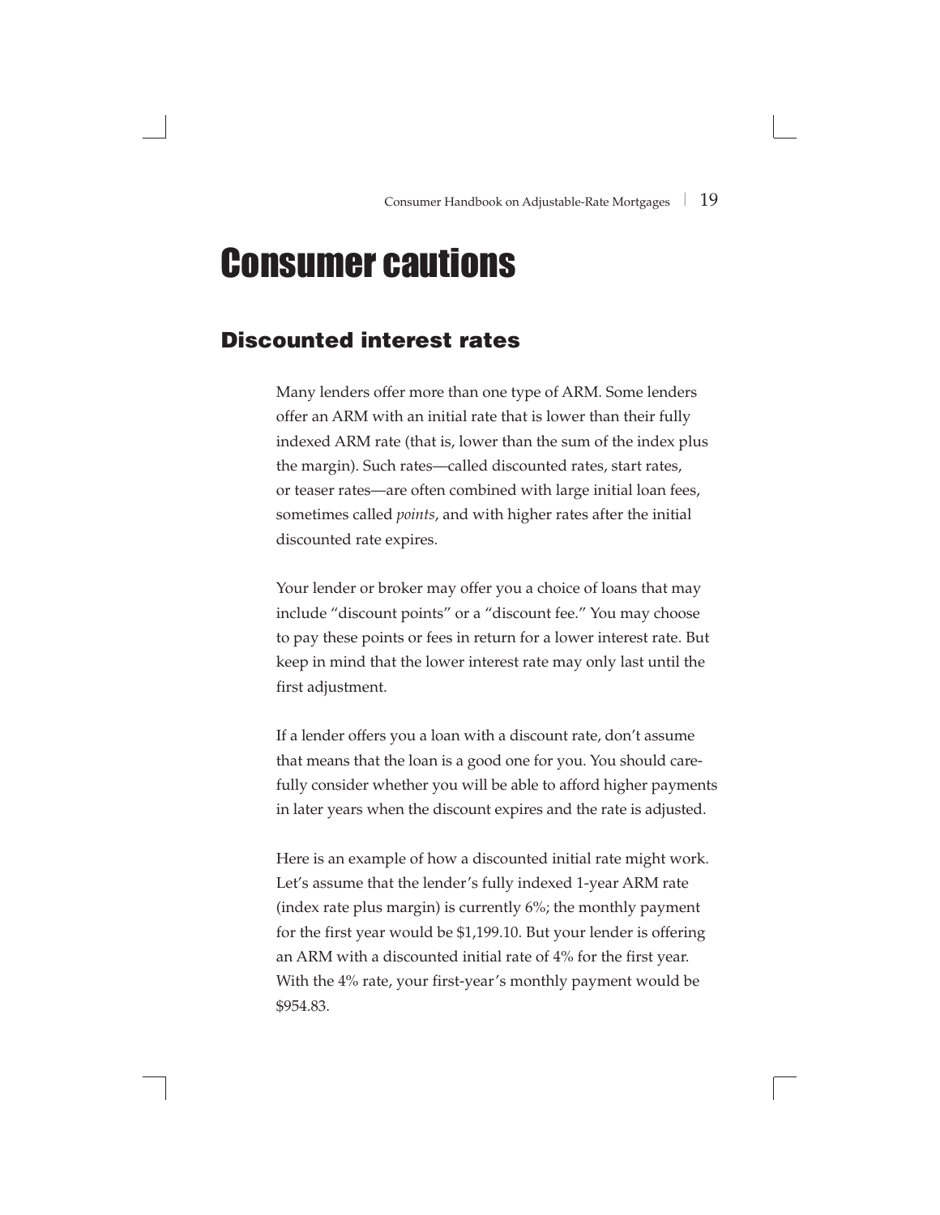# Consumer cautions

## Discounted interest rates

Many lenders offer more than one type of ARM. Some lenders offer an ARM with an initial rate that is lower than their fully indexed ARM rate (that is, lower than the sum of the index plus the margin). Such rates—called discounted rates, start rates, or teaser rates—are often combined with large initial loan fees, sometimes called *points*, and with higher rates after the initial discounted rate expires.

Your lender or broker may offer you a choice of loans that may include "discount points" or a "discount fee." You may choose to pay these points or fees in return for a lower interest rate. But keep in mind that the lower interest rate may only last until the first adjustment.

If a lender offers you a loan with a discount rate, don't assume that means that the loan is a good one for you. You should carefully consider whether you will be able to afford higher payments in later years when the discount expires and the rate is adjusted.

Here is an example of how a discounted initial rate might work. Let's assume that the lender's fully indexed 1-year ARM rate (index rate plus margin) is currently 6%; the monthly payment for the first year would be $1,199.10. But your lender is offering an ARM with a discounted initial rate of 4% for the first year. With the 4% rate, your first-year's monthly payment would be $954.83.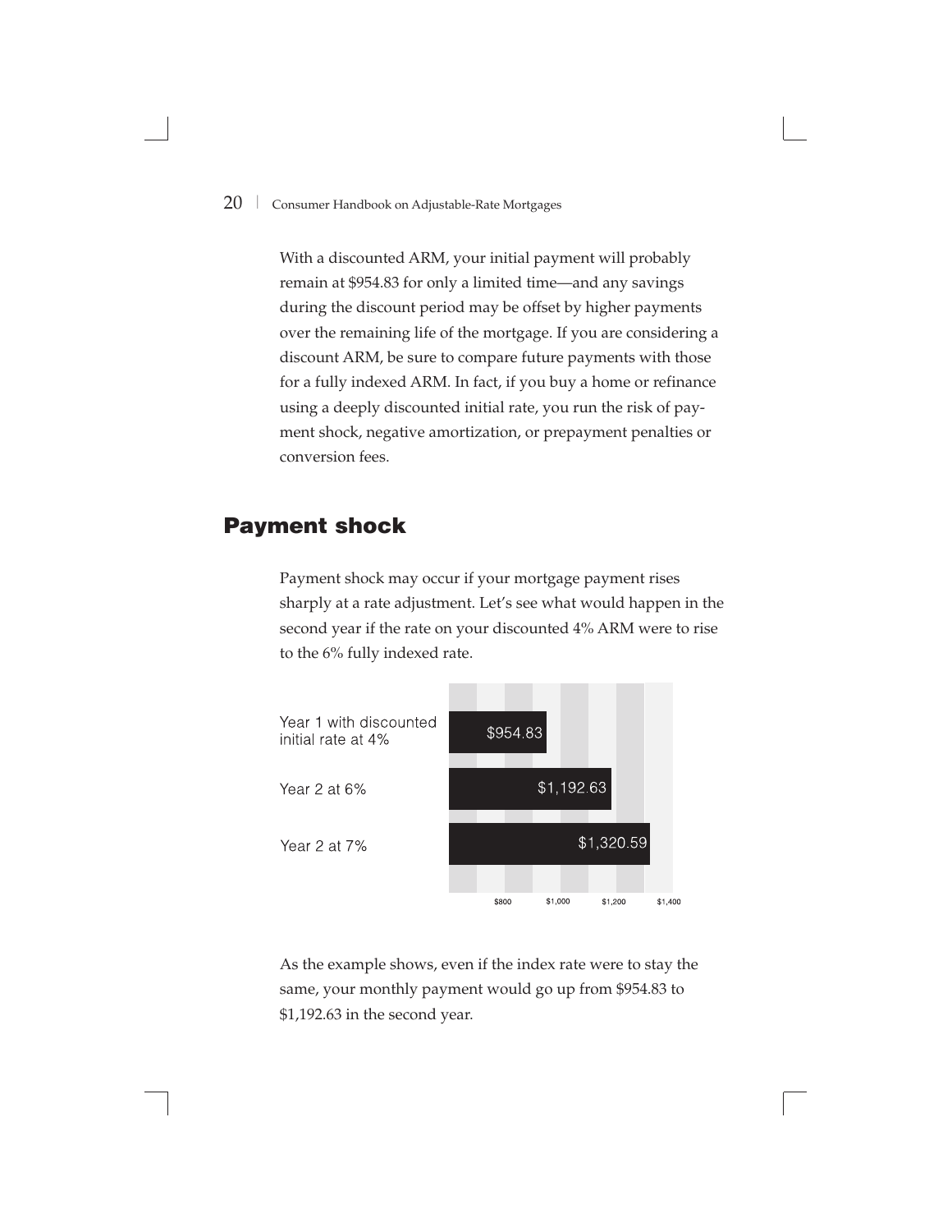With a discounted ARM, your initial payment will probably remain at $954.83 for only a limited time—and any savings during the discount period may be offset by higher payments over the remaining life of the mortgage. If you are considering a discount ARM, be sure to compare future payments with those for a fully indexed ARM. In fact, if you buy a home or refinance using a deeply discounted initial rate, you run the risk of payment shock, negative amortization, or prepayment penalties or conversion fees.

## Payment shock

Payment shock may occur if your mortgage payment rises sharply at a rate adjustment. Let's see what would happen in the second year if the rate on your discounted 4% ARM were to rise to the 6% fully indexed rate.

| | Monthly payment |
|---|---|
| Year 1 with discounted initial rate at 4% | $954.83 |
| Year 2 at 6% | $1,192.63 |
| Year 2 at 7% | $1,320.59 |

As the example shows, even if the index rate were to stay the same, your monthly payment would go up from $954.83 to $1,192.63 in the second year.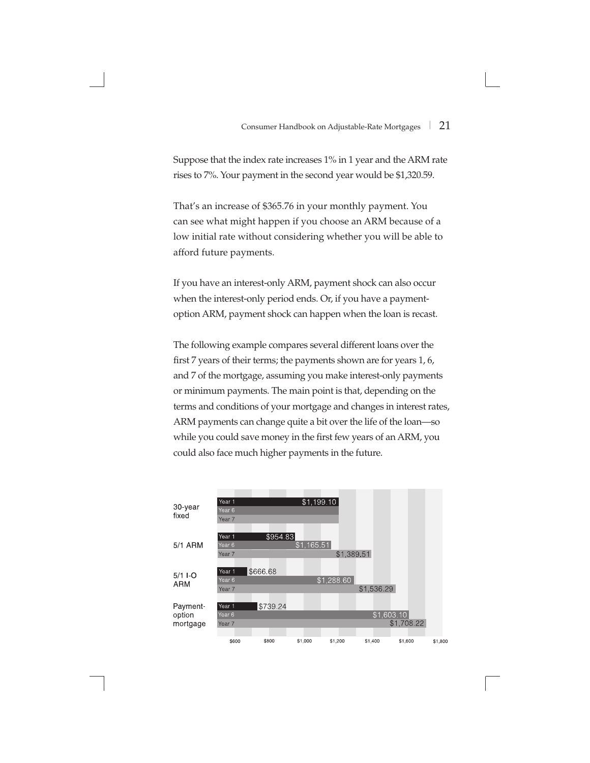Suppose that the index rate increases 1% in 1 year and the ARM rate rises to 7%. Your payment in the second year would be $1,320.59.

That's an increase of $365.76 in your monthly payment. You can see what might happen if you choose an ARM because of a low initial rate without considering whether you will be able to afford future payments.

If you have an interest-only ARM, payment shock can also occur when the interest-only period ends. Or, if you have a payment-option ARM, payment shock can happen when the loan is recast.

The following example compares several different loans over the first 7 years of their terms; the payments shown are for years 1, 6, and 7 of the mortgage, assuming you make interest-only payments or minimum payments. The main point is that, depending on the terms and conditions of your mortgage and changes in interest rates, ARM payments can change quite a bit over the life of the loan—so while you could save money in the first few years of an ARM, you could also face much higher payments in the future.

| Loan | Year 1 | Year 6 | Year 7 |
|---|---|---|---|
| 30-year fixed | $1,199.10 | $1,199.10 | $1,199.10 |
| 5/1 ARM | $954.83 | $1,165.51 | $1,389.51 |
| 5/1 I-O ARM | $666.68 | $1,288.60 | $1,536.29 |
| Payment-option mortgage | $739.24 | $1,603.10 | $1,708.22 |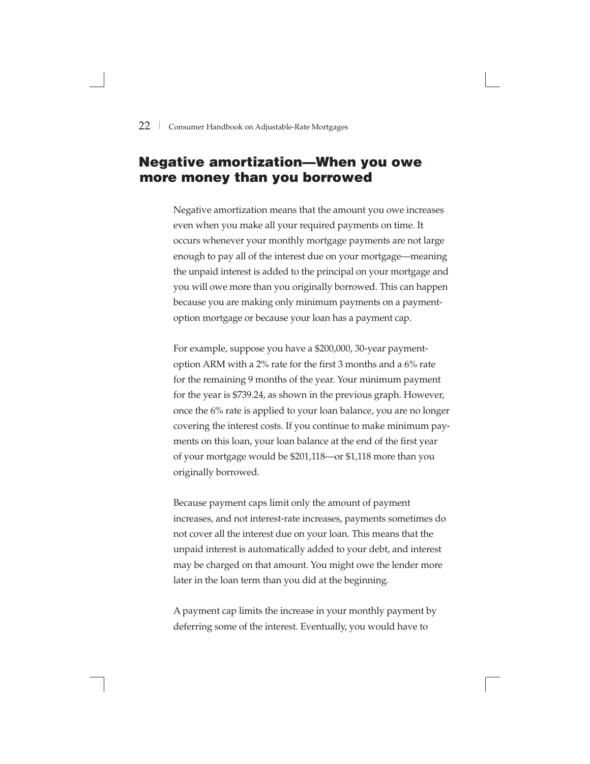## Negative amortization—When you owe more money than you borrowed

Negative amortization means that the amount you owe increases even when you make all your required payments on time. It occurs whenever your monthly mortgage payments are not large enough to pay all of the interest due on your mortgage—meaning the unpaid interest is added to the principal on your mortgage and you will owe more than you originally borrowed. This can happen because you are making only minimum payments on a payment-option mortgage or because your loan has a payment cap.

For example, suppose you have a $200,000, 30-year payment-option ARM with a 2% rate for the first 3 months and a 6% rate for the remaining 9 months of the year. Your minimum payment for the year is $739.24, as shown in the previous graph. However, once the 6% rate is applied to your loan balance, you are no longer covering the interest costs. If you continue to make minimum payments on this loan, your loan balance at the end of the first year of your mortgage would be $201,118—or $1,118 more than you originally borrowed.

Because payment caps limit only the amount of payment increases, and not interest-rate increases, payments sometimes do not cover all the interest due on your loan. This means that the unpaid interest is automatically added to your debt, and interest may be charged on that amount. You might owe the lender more later in the loan term than you did at the beginning.

A payment cap limits the increase in your monthly payment by deferring some of the interest. Eventually, you would have to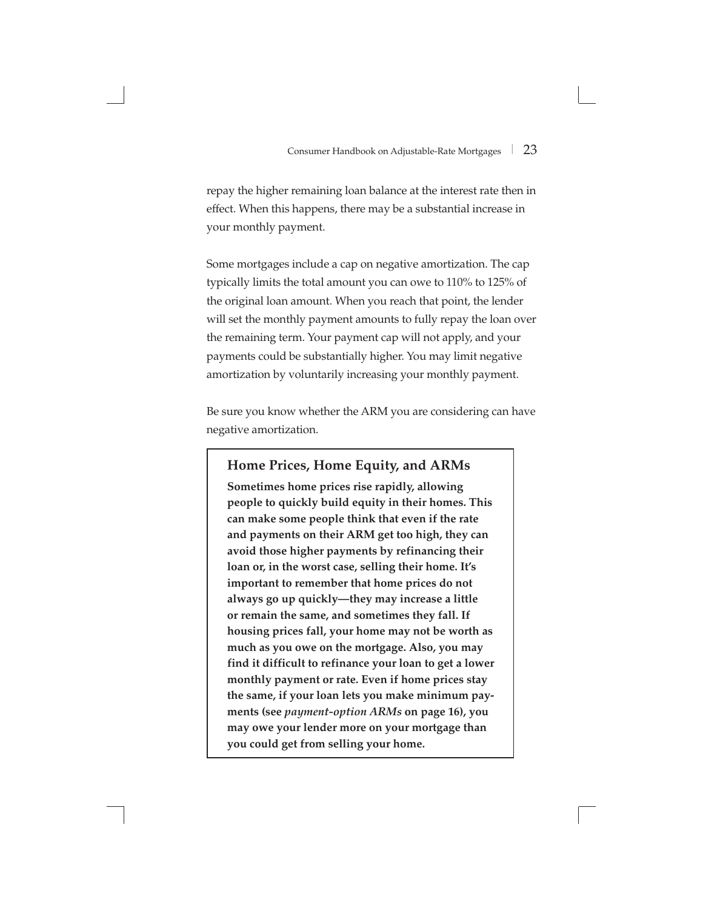repay the higher remaining loan balance at the interest rate then in effect. When this happens, there may be a substantial increase in your monthly payment.

Some mortgages include a cap on negative amortization. The cap typically limits the total amount you can owe to 110% to 125% of the original loan amount. When you reach that point, the lender will set the monthly payment amounts to fully repay the loan over the remaining term. Your payment cap will not apply, and your payments could be substantially higher. You may limit negative amortization by voluntarily increasing your monthly payment.

Be sure you know whether the ARM you are considering can have negative amortization.

### Home Prices, Home Equity, and ARMs

**Sometimes home prices rise rapidly, allowing people to quickly build equity in their homes. This can make some people think that even if the rate and payments on their ARM get too high, they can avoid those higher payments by refinancing their loan or, in the worst case, selling their home. It's important to remember that home prices do not always go up quickly—they may increase a little or remain the same, and sometimes they fall. If housing prices fall, your home may not be worth as much as you owe on the mortgage. Also, you may find it difficult to refinance your loan to get a lower monthly payment or rate. Even if home prices stay the same, if your loan lets you make minimum payments (see *payment-option ARMs* on page 16), you may owe your lender more on your mortgage than you could get from selling your home.**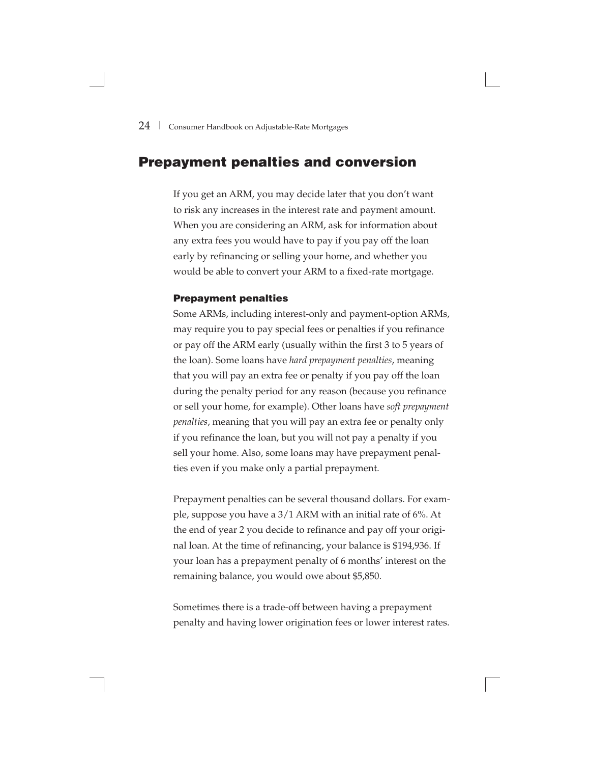## Prepayment penalties and conversion

If you get an ARM, you may decide later that you don't want to risk any increases in the interest rate and payment amount. When you are considering an ARM, ask for information about any extra fees you would have to pay if you pay off the loan early by refinancing or selling your home, and whether you would be able to convert your ARM to a fixed-rate mortgage.

### Prepayment penalties

Some ARMs, including interest-only and payment-option ARMs, may require you to pay special fees or penalties if you refinance or pay off the ARM early (usually within the first 3 to 5 years of the loan). Some loans have *hard prepayment penalties*, meaning that you will pay an extra fee or penalty if you pay off the loan during the penalty period for any reason (because you refinance or sell your home, for example). Other loans have *soft prepayment penalties*, meaning that you will pay an extra fee or penalty only if you refinance the loan, but you will not pay a penalty if you sell your home. Also, some loans may have prepayment penalties even if you make only a partial prepayment.

Prepayment penalties can be several thousand dollars. For example, suppose you have a 3/1 ARM with an initial rate of 6%. At the end of year 2 you decide to refinance and pay off your original loan. At the time of refinancing, your balance is $194,936. If your loan has a prepayment penalty of 6 months' interest on the remaining balance, you would owe about $5,850.

Sometimes there is a trade-off between having a prepayment penalty and having lower origination fees or lower interest rates.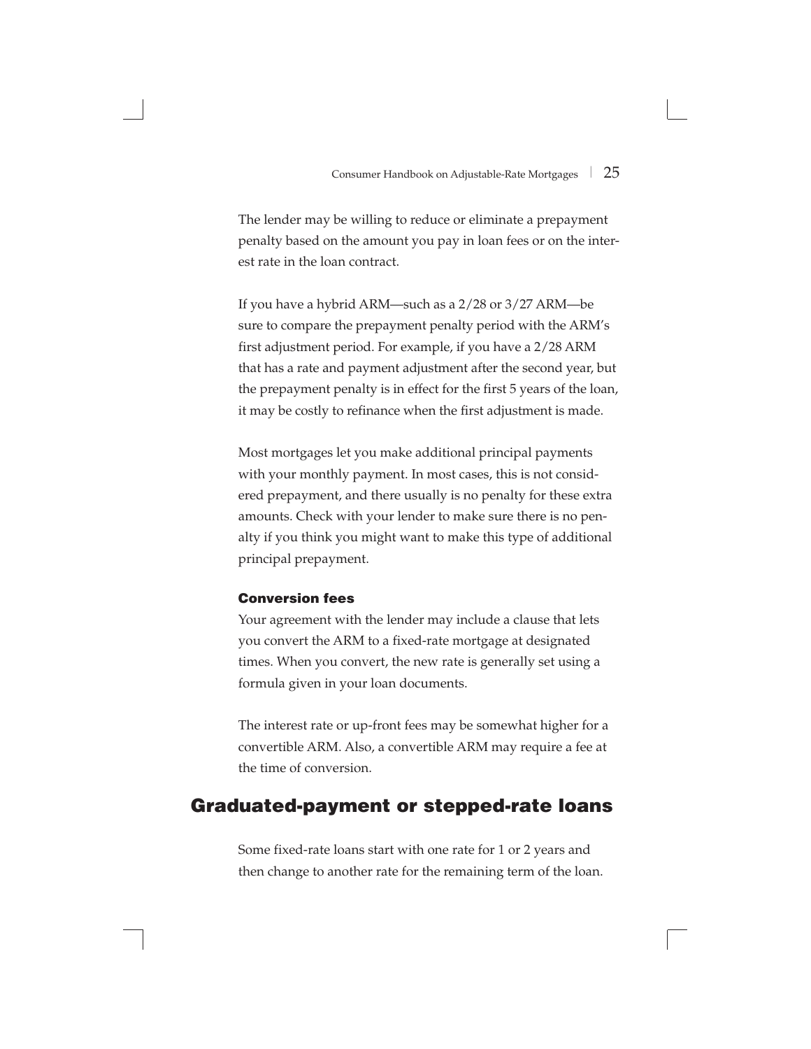The lender may be willing to reduce or eliminate a prepayment penalty based on the amount you pay in loan fees or on the interest rate in the loan contract.

If you have a hybrid ARM—such as a 2/28 or 3/27 ARM—be sure to compare the prepayment penalty period with the ARM's first adjustment period. For example, if you have a 2/28 ARM that has a rate and payment adjustment after the second year, but the prepayment penalty is in effect for the first 5 years of the loan, it may be costly to refinance when the first adjustment is made.

Most mortgages let you make additional principal payments with your monthly payment. In most cases, this is not considered prepayment, and there usually is no penalty for these extra amounts. Check with your lender to make sure there is no penalty if you think you might want to make this type of additional principal prepayment.

### Conversion fees

Your agreement with the lender may include a clause that lets you convert the ARM to a fixed-rate mortgage at designated times. When you convert, the new rate is generally set using a formula given in your loan documents.

The interest rate or up-front fees may be somewhat higher for a convertible ARM. Also, a convertible ARM may require a fee at the time of conversion.

## Graduated-payment or stepped-rate loans

Some fixed-rate loans start with one rate for 1 or 2 years and then change to another rate for the remaining term of the loan.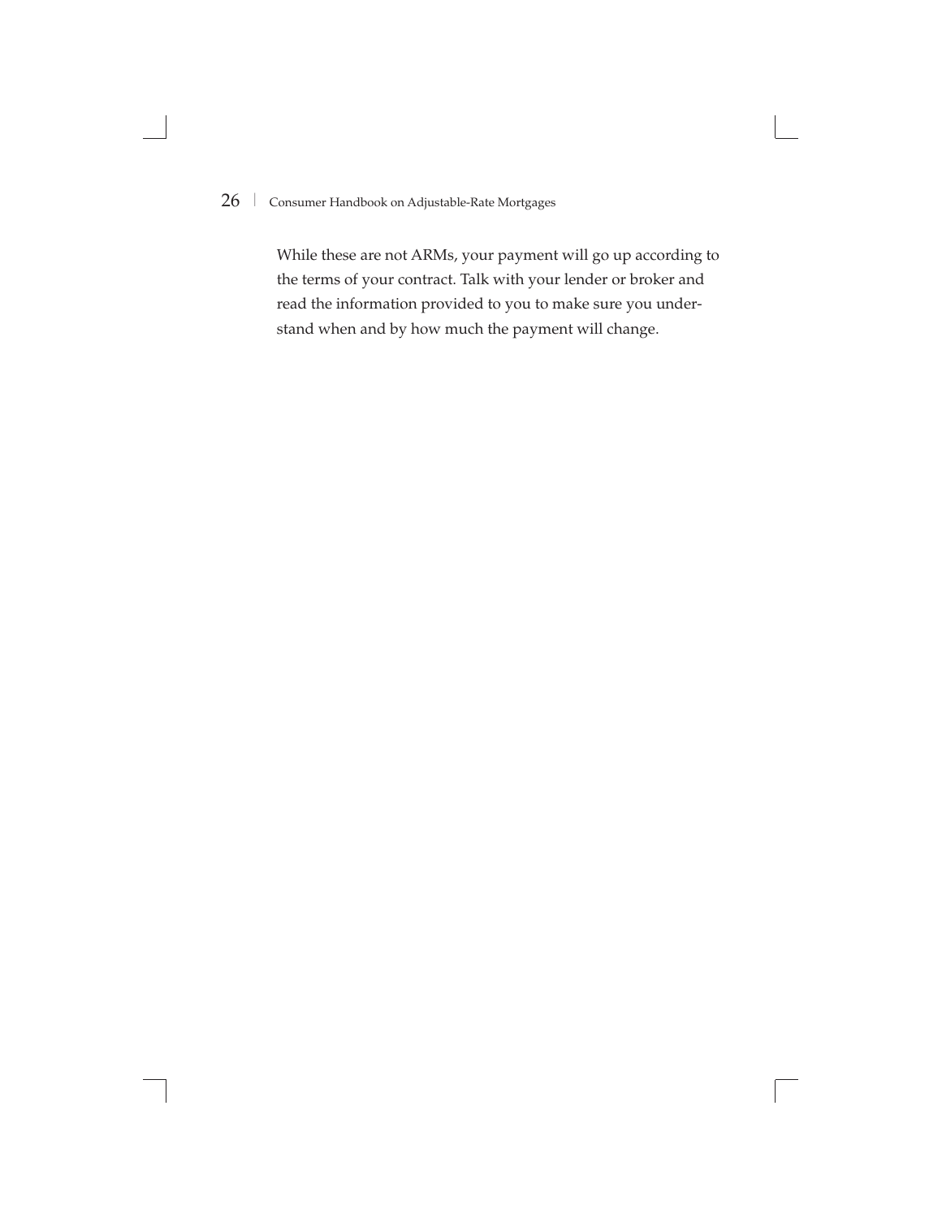While these are not ARMs, your payment will go up according to the terms of your contract. Talk with your lender or broker and read the information provided to you to make sure you understand when and by how much the payment will change.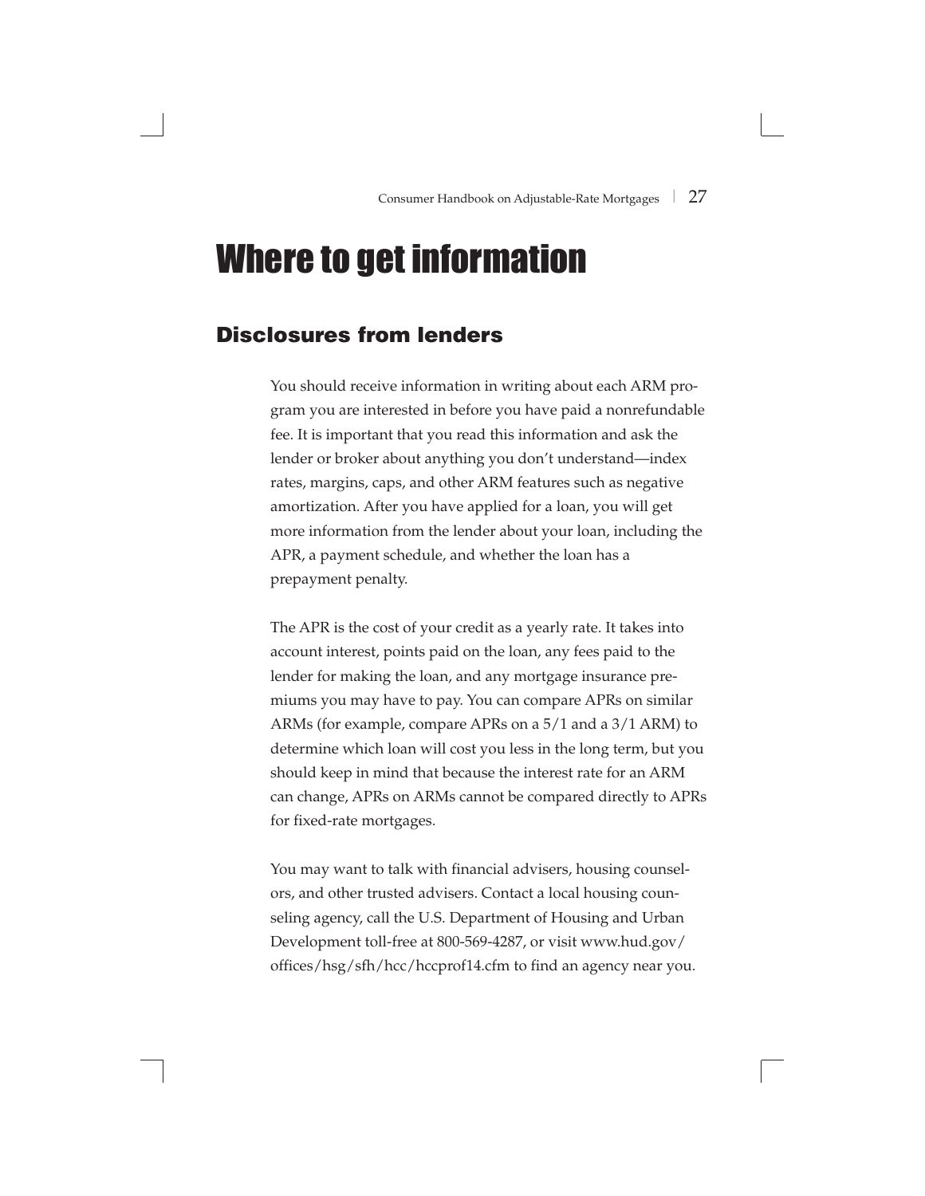# Where to get information

## Disclosures from lenders

You should receive information in writing about each ARM program you are interested in before you have paid a nonrefundable fee. It is important that you read this information and ask the lender or broker about anything you don't understand—index rates, margins, caps, and other ARM features such as negative amortization. After you have applied for a loan, you will get more information from the lender about your loan, including the APR, a payment schedule, and whether the loan has a prepayment penalty.

The APR is the cost of your credit as a yearly rate. It takes into account interest, points paid on the loan, any fees paid to the lender for making the loan, and any mortgage insurance premiums you may have to pay. You can compare APRs on similar ARMs (for example, compare APRs on a 5/1 and a 3/1 ARM) to determine which loan will cost you less in the long term, but you should keep in mind that because the interest rate for an ARM can change, APRs on ARMs cannot be compared directly to APRs for fixed-rate mortgages.

You may want to talk with financial advisers, housing counselors, and other trusted advisers. Contact a local housing counseling agency, call the U.S. Department of Housing and Urban Development toll-free at 800-569-4287, or visit www.hud.gov/offices/hsg/sfh/hcc/hccprof14.cfm to find an agency near you.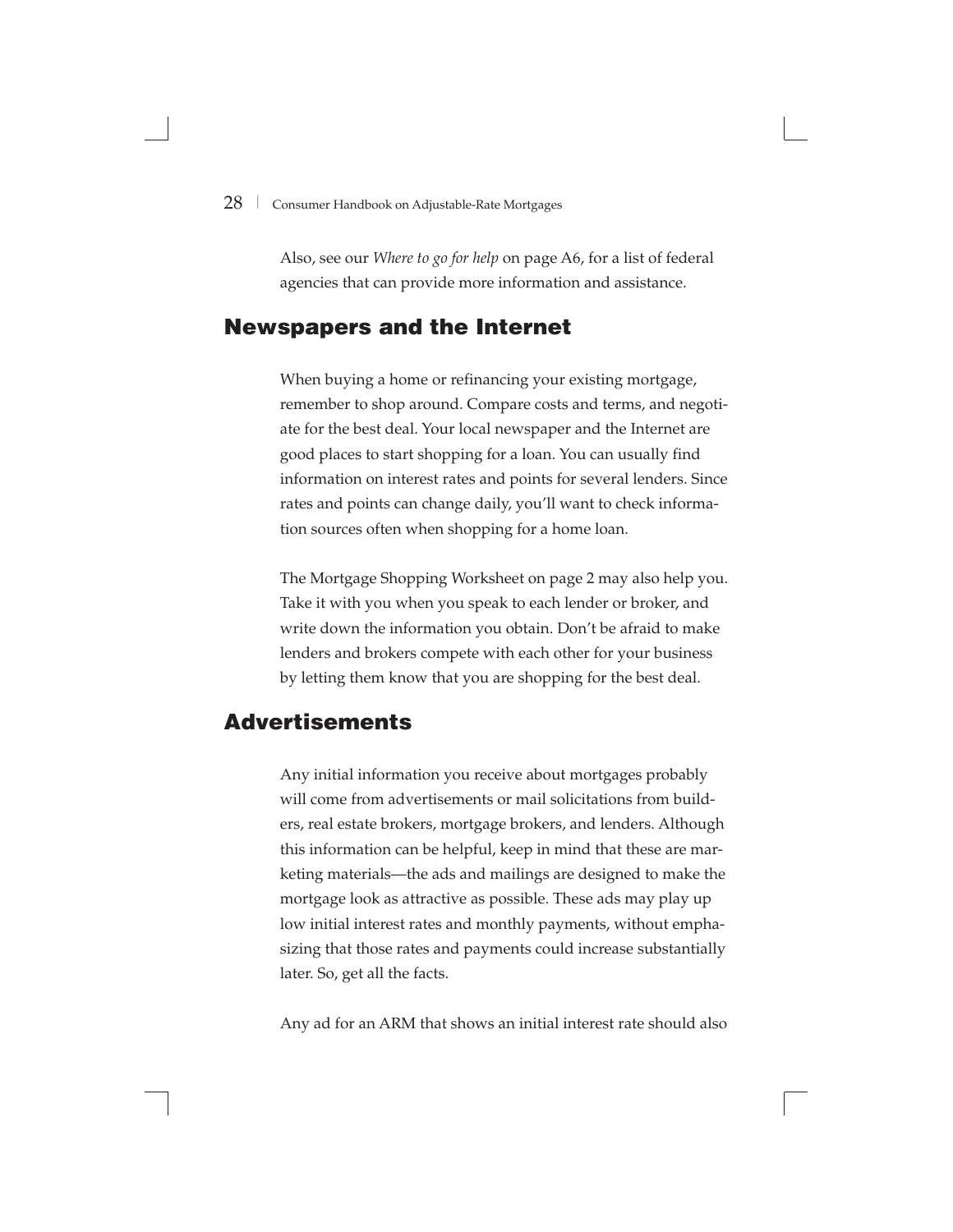Also, see our *Where to go for help* on page A6, for a list of federal agencies that can provide more information and assistance.

## Newspapers and the Internet

When buying a home or refinancing your existing mortgage, remember to shop around. Compare costs and terms, and negotiate for the best deal. Your local newspaper and the Internet are good places to start shopping for a loan. You can usually find information on interest rates and points for several lenders. Since rates and points can change daily, you'll want to check information sources often when shopping for a home loan.

The Mortgage Shopping Worksheet on page 2 may also help you. Take it with you when you speak to each lender or broker, and write down the information you obtain. Don't be afraid to make lenders and brokers compete with each other for your business by letting them know that you are shopping for the best deal.

## Advertisements

Any initial information you receive about mortgages probably will come from advertisements or mail solicitations from builders, real estate brokers, mortgage brokers, and lenders. Although this information can be helpful, keep in mind that these are marketing materials—the ads and mailings are designed to make the mortgage look as attractive as possible. These ads may play up low initial interest rates and monthly payments, without emphasizing that those rates and payments could increase substantially later. So, get all the facts.

Any ad for an ARM that shows an initial interest rate should also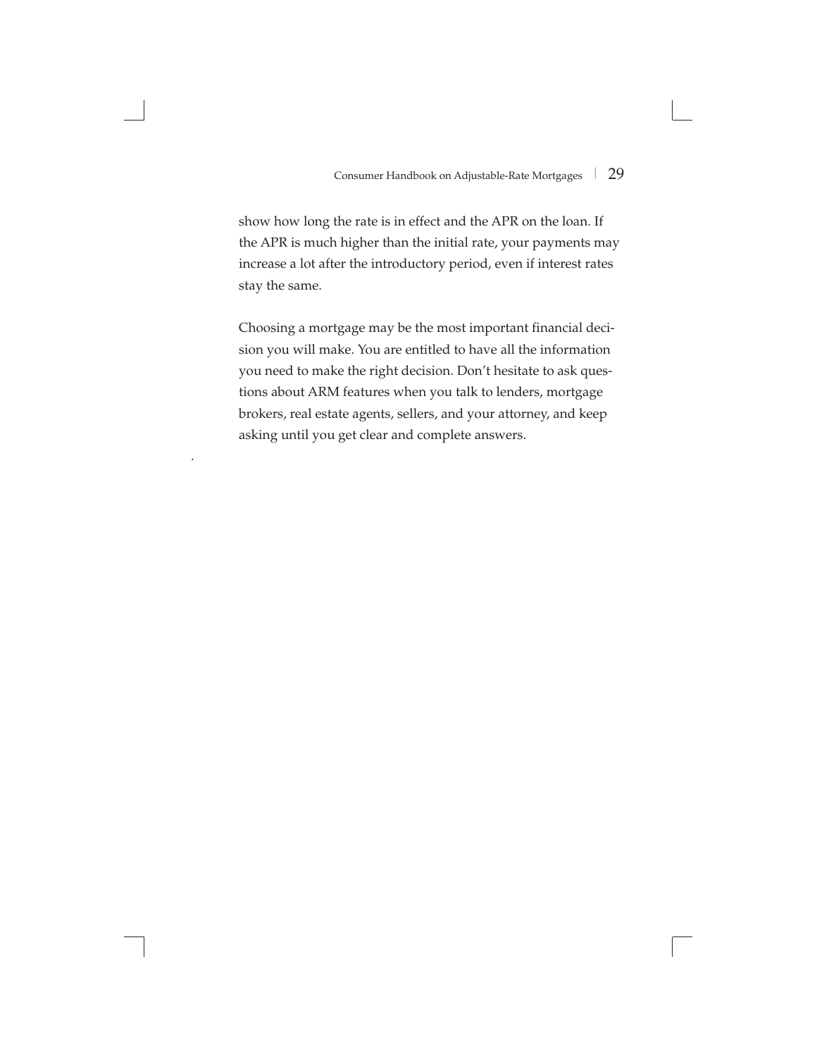show how long the rate is in effect and the APR on the loan. If the APR is much higher than the initial rate, your payments may increase a lot after the introductory period, even if interest rates stay the same.

Choosing a mortgage may be the most important financial decision you will make. You are entitled to have all the information you need to make the right decision. Don't hesitate to ask questions about ARM features when you talk to lenders, mortgage brokers, real estate agents, sellers, and your attorney, and keep asking until you get clear and complete answers.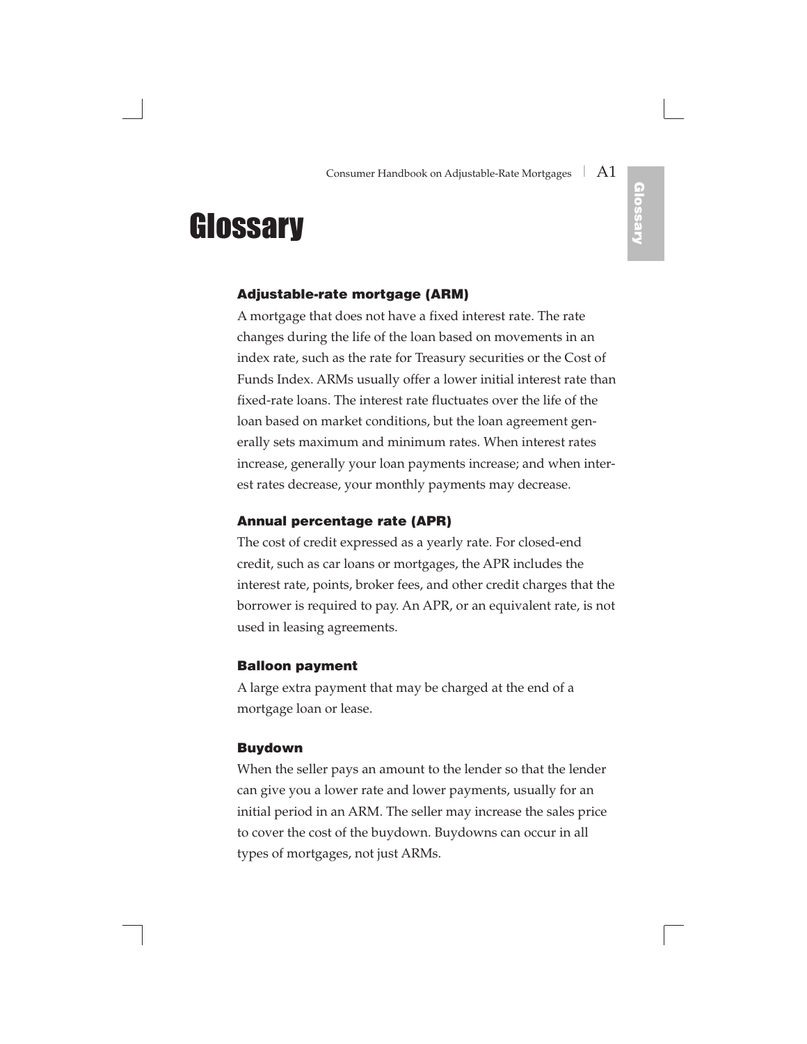# Glossary

### Adjustable-rate mortgage (ARM)

A mortgage that does not have a fixed interest rate. The rate changes during the life of the loan based on movements in an index rate, such as the rate for Treasury securities or the Cost of Funds Index. ARMs usually offer a lower initial interest rate than fixed-rate loans. The interest rate fluctuates over the life of the loan based on market conditions, but the loan agreement generally sets maximum and minimum rates. When interest rates increase, generally your loan payments increase; and when interest rates decrease, your monthly payments may decrease.

### Annual percentage rate (APR)

The cost of credit expressed as a yearly rate. For closed-end credit, such as car loans or mortgages, the APR includes the interest rate, points, broker fees, and other credit charges that the borrower is required to pay. An APR, or an equivalent rate, is not used in leasing agreements.

### Balloon payment

A large extra payment that may be charged at the end of a mortgage loan or lease.

### Buydown

When the seller pays an amount to the lender so that the lender can give you a lower rate and lower payments, usually for an initial period in an ARM. The seller may increase the sales price to cover the cost of the buydown. Buydowns can occur in all types of mortgages, not just ARMs.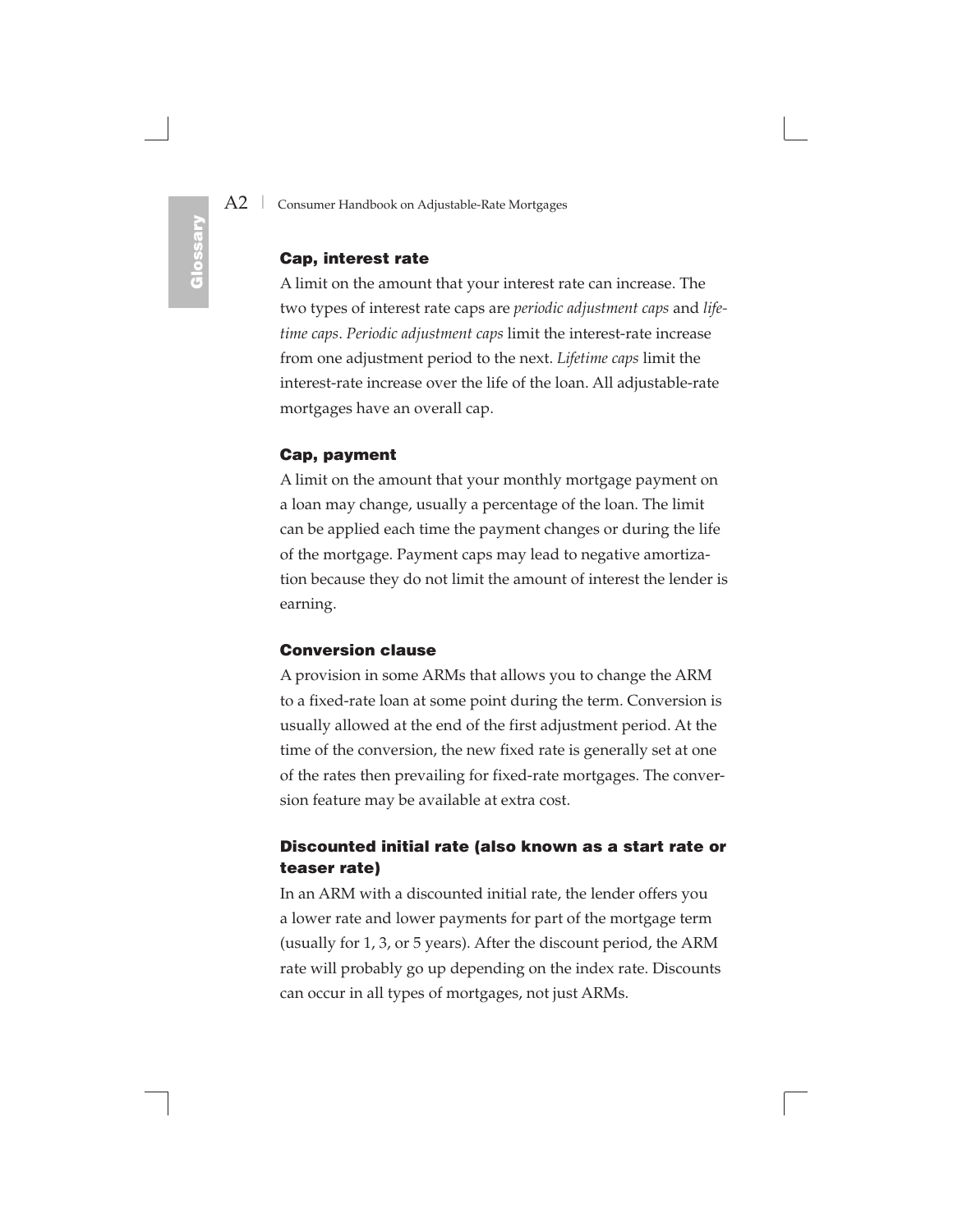### Cap, interest rate

A limit on the amount that your interest rate can increase. The two types of interest rate caps are *periodic adjustment caps* and *lifetime caps*. *Periodic adjustment caps* limit the interest-rate increase from one adjustment period to the next. *Lifetime caps* limit the interest-rate increase over the life of the loan. All adjustable-rate mortgages have an overall cap.

### Cap, payment

A limit on the amount that your monthly mortgage payment on a loan may change, usually a percentage of the loan. The limit can be applied each time the payment changes or during the life of the mortgage. Payment caps may lead to negative amortization because they do not limit the amount of interest the lender is earning.

### Conversion clause

A provision in some ARMs that allows you to change the ARM to a fixed-rate loan at some point during the term. Conversion is usually allowed at the end of the first adjustment period. At the time of the conversion, the new fixed rate is generally set at one of the rates then prevailing for fixed-rate mortgages. The conversion feature may be available at extra cost.

### Discounted initial rate (also known as a start rate or teaser rate)

In an ARM with a discounted initial rate, the lender offers you a lower rate and lower payments for part of the mortgage term (usually for 1, 3, or 5 years). After the discount period, the ARM rate will probably go up depending on the index rate. Discounts can occur in all types of mortgages, not just ARMs.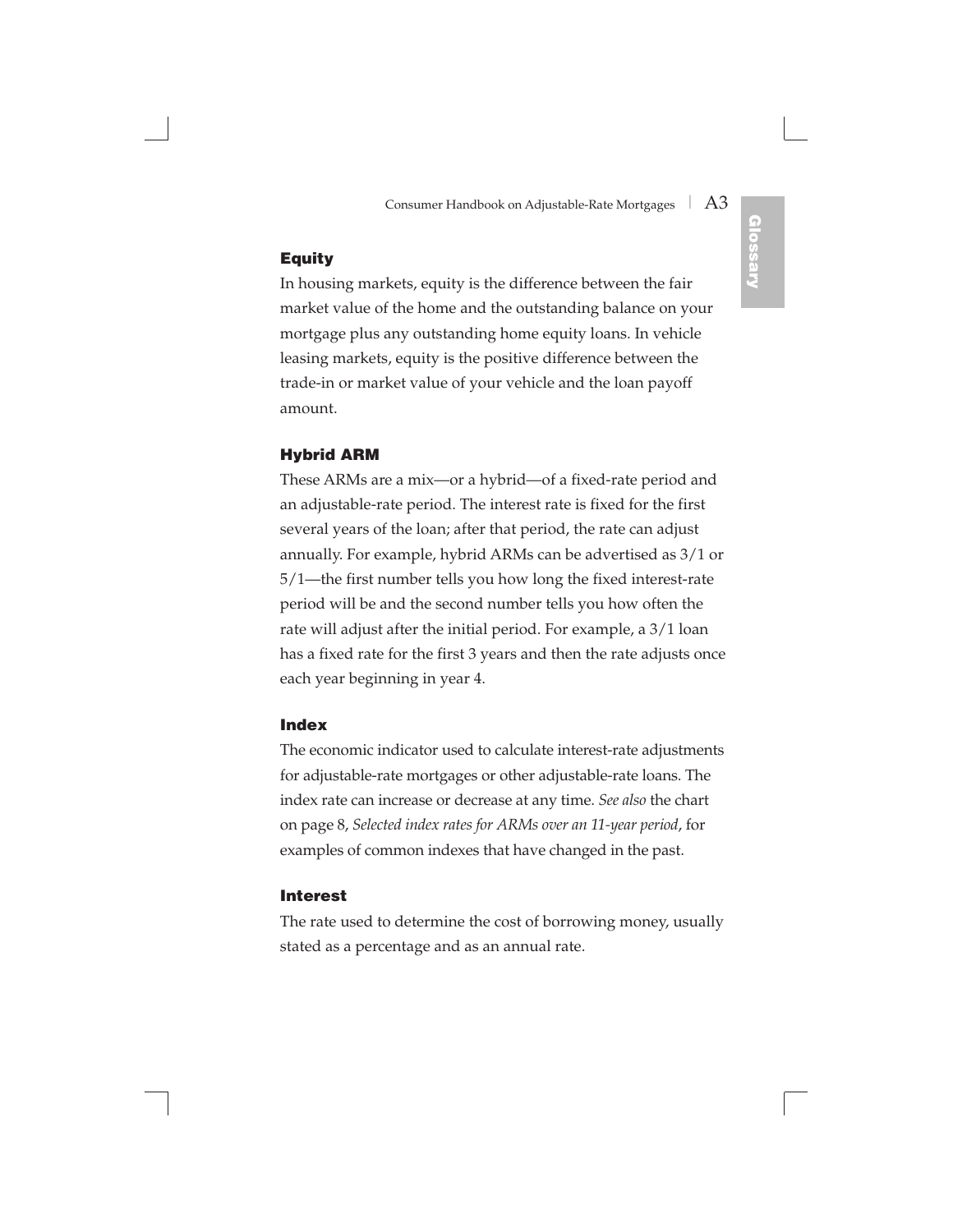### Equity

In housing markets, equity is the difference between the fair market value of the home and the outstanding balance on your mortgage plus any outstanding home equity loans. In vehicle leasing markets, equity is the positive difference between the trade-in or market value of your vehicle and the loan payoff amount.

### Hybrid ARM

These ARMs are a mix—or a hybrid—of a fixed-rate period and an adjustable-rate period. The interest rate is fixed for the first several years of the loan; after that period, the rate can adjust annually. For example, hybrid ARMs can be advertised as 3/1 or 5/1—the first number tells you how long the fixed interest-rate period will be and the second number tells you how often the rate will adjust after the initial period. For example, a 3/1 loan has a fixed rate for the first 3 years and then the rate adjusts once each year beginning in year 4.

### Index

The economic indicator used to calculate interest-rate adjustments for adjustable-rate mortgages or other adjustable-rate loans. The index rate can increase or decrease at any time. *See also* the chart on page 8, *Selected index rates for ARMs over an 11-year period*, for examples of common indexes that have changed in the past.

### Interest

The rate used to determine the cost of borrowing money, usually stated as a percentage and as an annual rate.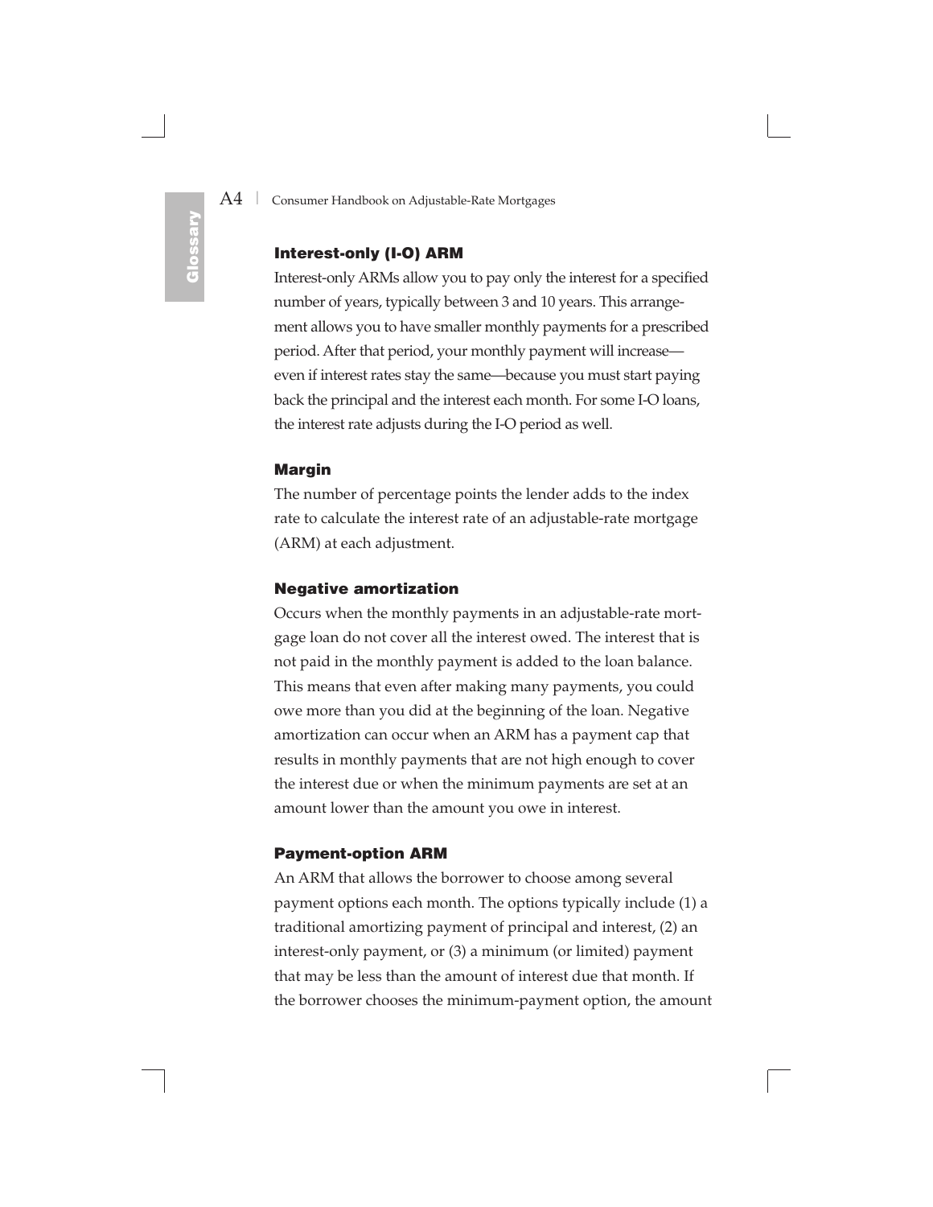### Interest-only (I-O) ARM

Interest-only ARMs allow you to pay only the interest for a specified number of years, typically between 3 and 10 years. This arrangement allows you to have smaller monthly payments for a prescribed period. After that period, your monthly payment will increase—even if interest rates stay the same—because you must start paying back the principal and the interest each month. For some I-O loans, the interest rate adjusts during the I-O period as well.

### Margin

The number of percentage points the lender adds to the index rate to calculate the interest rate of an adjustable-rate mortgage (ARM) at each adjustment.

### Negative amortization

Occurs when the monthly payments in an adjustable-rate mortgage loan do not cover all the interest owed. The interest that is not paid in the monthly payment is added to the loan balance. This means that even after making many payments, you could owe more than you did at the beginning of the loan. Negative amortization can occur when an ARM has a payment cap that results in monthly payments that are not high enough to cover the interest due or when the minimum payments are set at an amount lower than the amount you owe in interest.

### Payment-option ARM

An ARM that allows the borrower to choose among several payment options each month. The options typically include (1) a traditional amortizing payment of principal and interest, (2) an interest-only payment, or (3) a minimum (or limited) payment that may be less than the amount of interest due that month. If the borrower chooses the minimum-payment option, the amount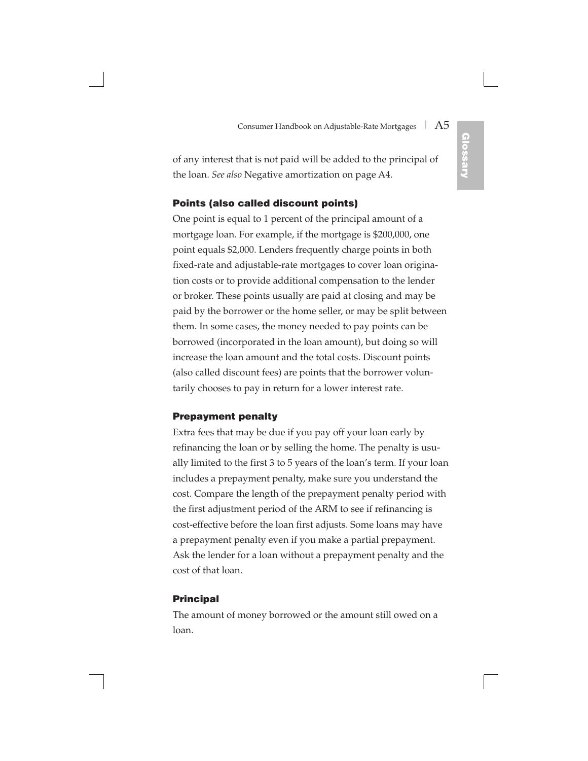of any interest that is not paid will be added to the principal of the loan. *See also* Negative amortization on page A4.

### Points (also called discount points)

One point is equal to 1 percent of the principal amount of a mortgage loan. For example, if the mortgage is $200,000, one point equals $2,000. Lenders frequently charge points in both fixed-rate and adjustable-rate mortgages to cover loan origination costs or to provide additional compensation to the lender or broker. These points usually are paid at closing and may be paid by the borrower or the home seller, or may be split between them. In some cases, the money needed to pay points can be borrowed (incorporated in the loan amount), but doing so will increase the loan amount and the total costs. Discount points (also called discount fees) are points that the borrower voluntarily chooses to pay in return for a lower interest rate.

### Prepayment penalty

Extra fees that may be due if you pay off your loan early by refinancing the loan or by selling the home. The penalty is usually limited to the first 3 to 5 years of the loan's term. If your loan includes a prepayment penalty, make sure you understand the cost. Compare the length of the prepayment penalty period with the first adjustment period of the ARM to see if refinancing is cost-effective before the loan first adjusts. Some loans may have a prepayment penalty even if you make a partial prepayment. Ask the lender for a loan without a prepayment penalty and the cost of that loan.

### Principal

The amount of money borrowed or the amount still owed on a loan.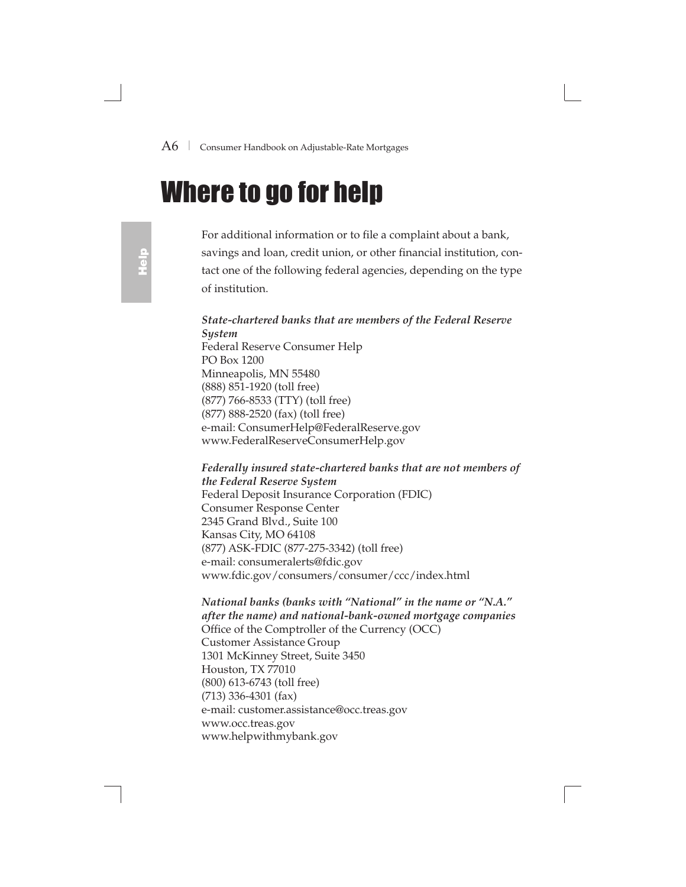# Where to go for help

For additional information or to file a complaint about a bank, savings and loan, credit union, or other financial institution, contact one of the following federal agencies, depending on the type of institution.

***State-chartered banks that are members of the Federal Reserve System***
Federal Reserve Consumer Help
PO Box 1200
Minneapolis, MN 55480
(888) 851-1920 (toll free)
(877) 766-8533 (TTY) (toll free)
(877) 888-2520 (fax) (toll free)
e-mail: ConsumerHelp@FederalReserve.gov
www.FederalReserveConsumerHelp.gov

***Federally insured state-chartered banks that are not members of the Federal Reserve System***
Federal Deposit Insurance Corporation (FDIC)
Consumer Response Center
2345 Grand Blvd., Suite 100
Kansas City, MO 64108
(877) ASK-FDIC (877-275-3342) (toll free)
e-mail: consumeralerts@fdic.gov
www.fdic.gov/consumers/consumer/ccc/index.html

***National banks (banks with "National" in the name or "N.A." after the name) and national-bank-owned mortgage companies***
Office of the Comptroller of the Currency (OCC)
Customer Assistance Group
1301 McKinney Street, Suite 3450
Houston, TX 77010
(800) 613-6743 (toll free)
(713) 336-4301 (fax)
e-mail: customer.assistance@occ.treas.gov
www.occ.treas.gov
www.helpwithmybank.gov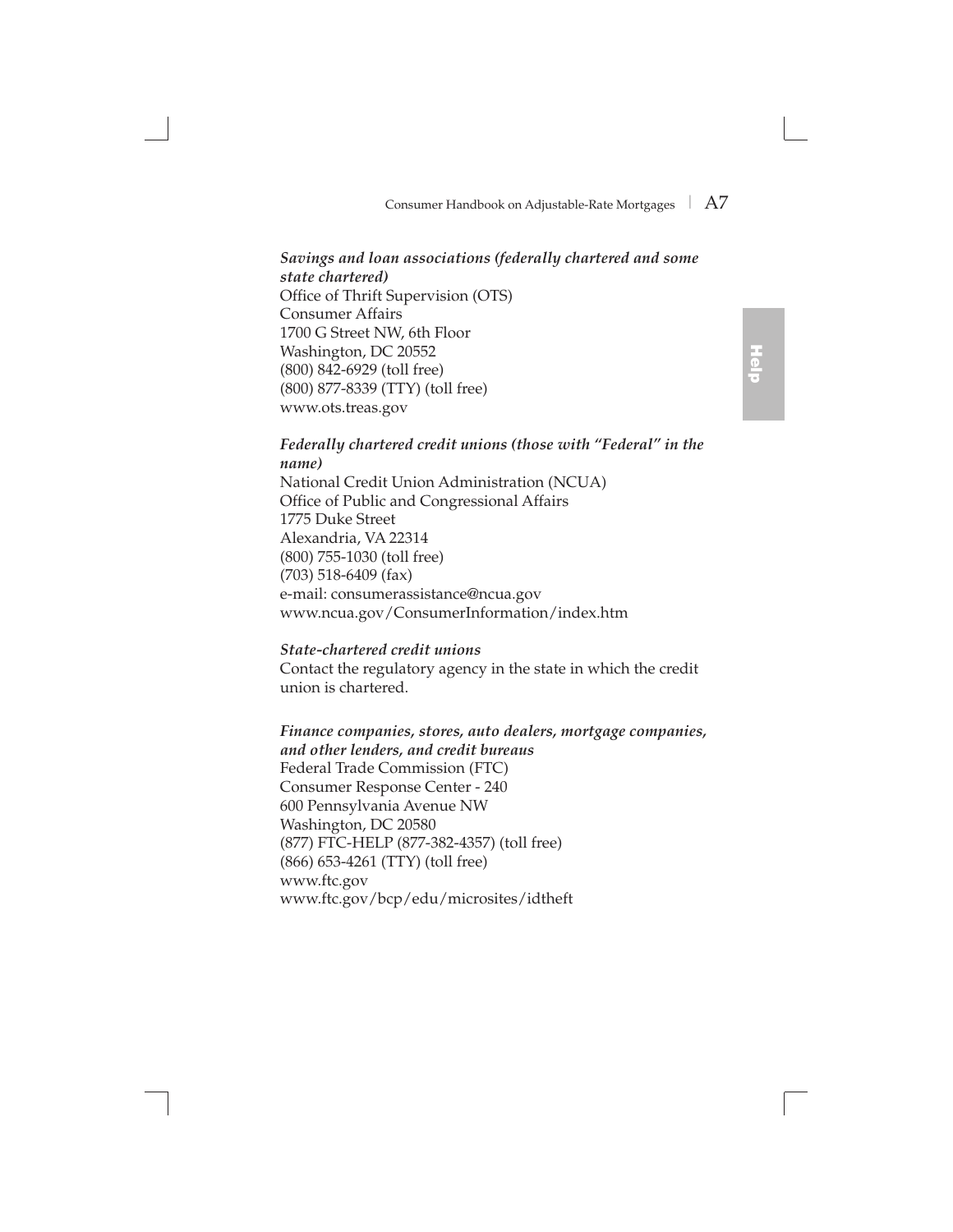***Savings and loan associations (federally chartered and some state chartered)***
Office of Thrift Supervision (OTS)
Consumer Affairs
1700 G Street NW, 6th Floor
Washington, DC 20552
(800) 842-6929 (toll free)
(800) 877-8339 (TTY) (toll free)
www.ots.treas.gov

***Federally chartered credit unions (those with "Federal" in the name)***
National Credit Union Administration (NCUA)
Office of Public and Congressional Affairs
1775 Duke Street
Alexandria, VA 22314
(800) 755-1030 (toll free)
(703) 518-6409 (fax)
e-mail: consumerassistance@ncua.gov
www.ncua.gov/ConsumerInformation/index.htm

***State-chartered credit unions***
Contact the regulatory agency in the state in which the credit union is chartered.

***Finance companies, stores, auto dealers, mortgage companies, and other lenders, and credit bureaus***
Federal Trade Commission (FTC)
Consumer Response Center - 240
600 Pennsylvania Avenue NW
Washington, DC 20580
(877) FTC-HELP (877-382-4357) (toll free)
(866) 653-4261 (TTY) (toll free)
www.ftc.gov
www.ftc.gov/bcp/edu/microsites/idtheft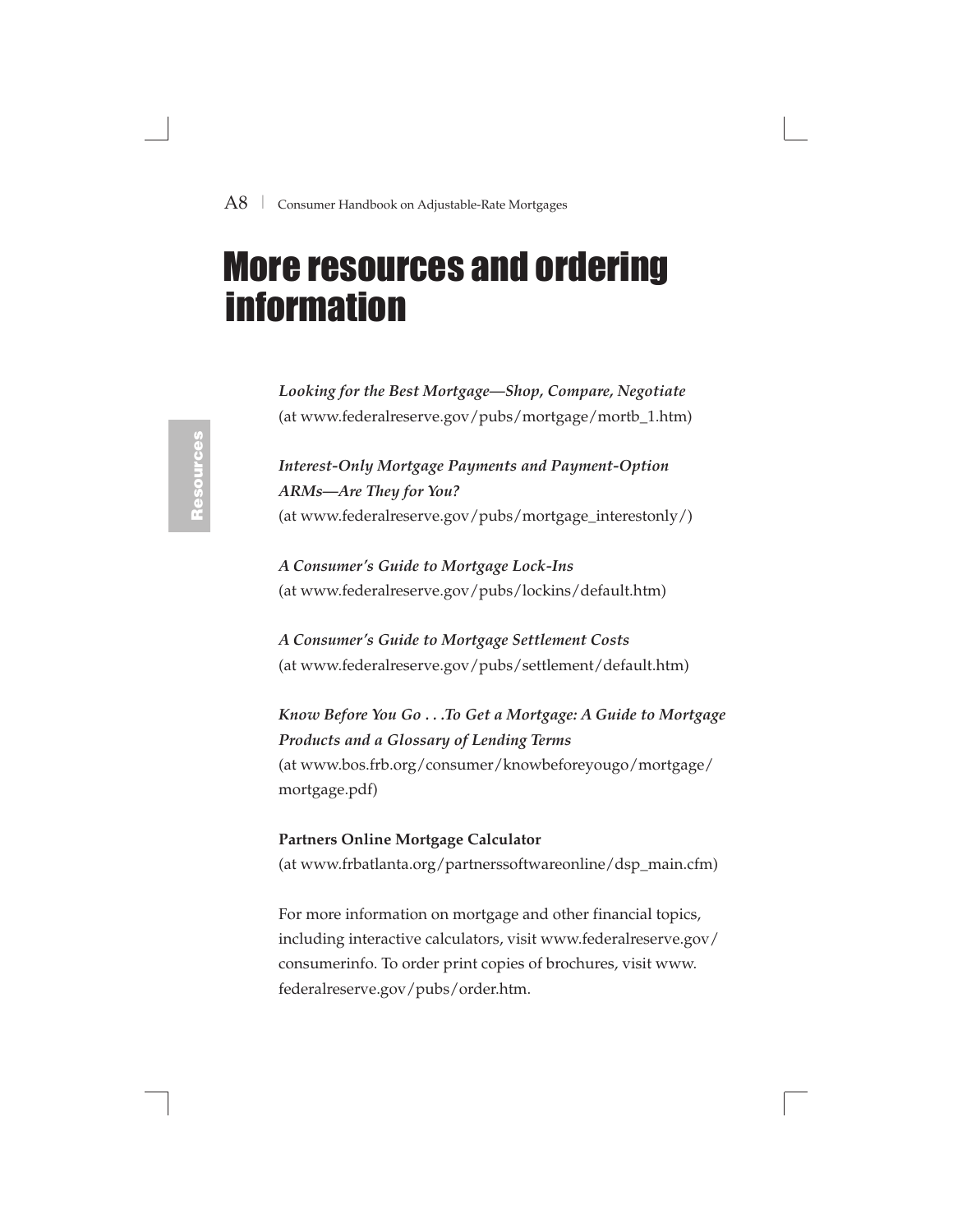# More resources and ordering information

*Looking for the Best Mortgage—Shop, Compare, Negotiate*
(at www.federalreserve.gov/pubs/mortgage/mortb_1.htm)

*Interest-Only Mortgage Payments and Payment-Option ARMs—Are They for You?*
(at www.federalreserve.gov/pubs/mortgage_interestonly/)

*A Consumer's Guide to Mortgage Lock-Ins*
(at www.federalreserve.gov/pubs/lockins/default.htm)

*A Consumer's Guide to Mortgage Settlement Costs*
(at www.federalreserve.gov/pubs/settlement/default.htm)

*Know Before You Go . . .To Get a Mortgage: A Guide to Mortgage Products and a Glossary of Lending Terms*
(at www.bos.frb.org/consumer/knowbeforeyougo/mortgage/mortgage.pdf)

**Partners Online Mortgage Calculator**
(at www.frbatlanta.org/partnerssoftwareonline/dsp_main.cfm)

For more information on mortgage and other financial topics, including interactive calculators, visit www.federalreserve.gov/consumerinfo. To order print copies of brochures, visit www.federalreserve.gov/pubs/order.htm.